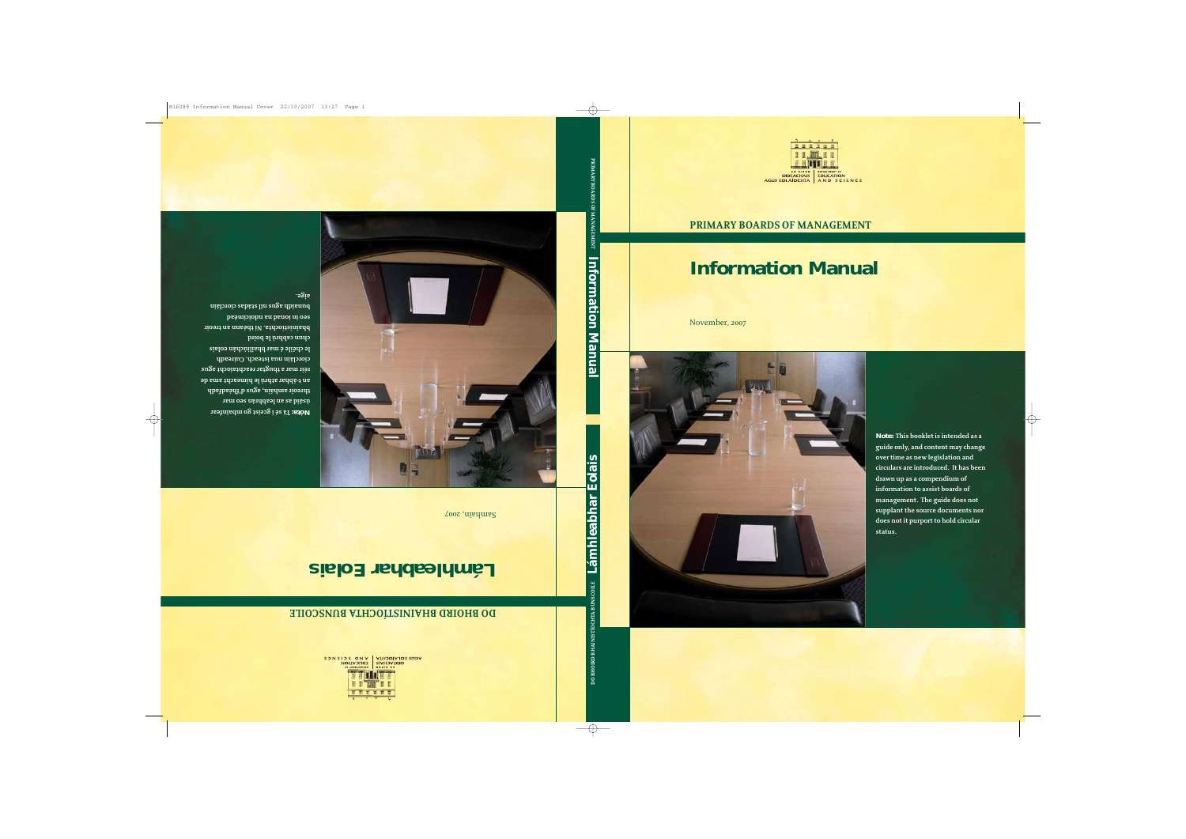An Roinn Oideachais agus Eolaíochta | Department of Education and Science

**PRIMARY BOARDS OF MANAGEMENT**

# Information Manual

November, 2007

**Note:** This booklet is intended as a guide only, and content may change over time as new legislation and circulars are introduced. It has been drawn up as a compendium of information to assist boards of management. The guide does not supplant the source documents nor does not it purport to hold circular status.

PRIMARY BOARDS OF MANAGEMENT **Information Manual** **Lámhleabhar Eolais** DO BHOIRD BHAINISTÍOCHTA BUNSCOILE

**DO BHOIRD BHAINISTÍOCHTA BUNSCOILE**

# Lámhleabhar Eolais

Samhain, 2007

**Nóta:** Tá sé i gceist go mbainfear úsáid as an leabhrán seo mar threoir amháin, agus d'fhéadfadh an t-ábhar athrú le himeacht ama de réir mar a thugtar reachtaíocht agus ciorcláin nua isteach. Cuireadh le chéile é mar bhailiúchán eolais chun cabhrú le boird bhainistíochta. Ní théann an treoir seo in ionad na ndoiciméad bunaidh agus níl stádas ciorcláin aige.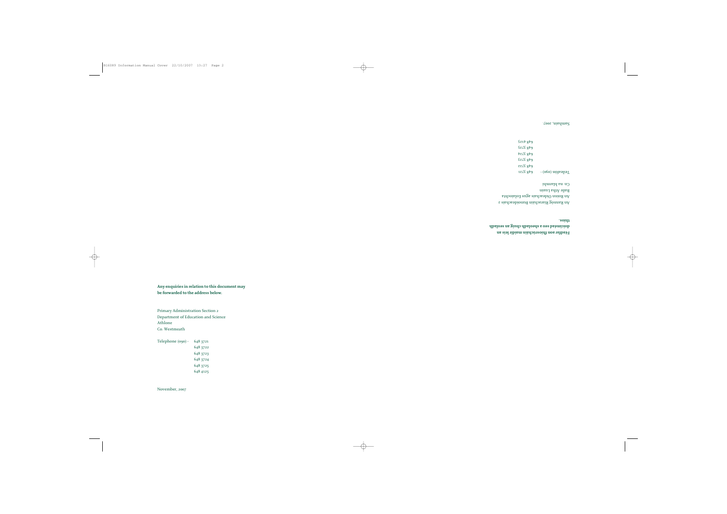**Féadfar aon fhiosrúcháin maidir leis an doiciméad seo a sheoladh chuig an seoladh thíos.**

An Rannóg Riaracháin Bunoideachais 2
An Roinn Oideachais agus Eolaíochta
Baile Átha Luain
Co. na hIarmhí

Teileafón (090) - 648 3721
648 3722
648 3723
648 3724
648 3725
648 4125

Samhain, 2007.

**Any enquiries in relation to this document may be forwarded to the address below.**

Primary Administration Section 2
Department of Education and Science
Athlone
Co. Westmeath

Telephone (090) - 648 3721
648 3722
648 3723
648 3724
648 3725
648 4125

November, 2007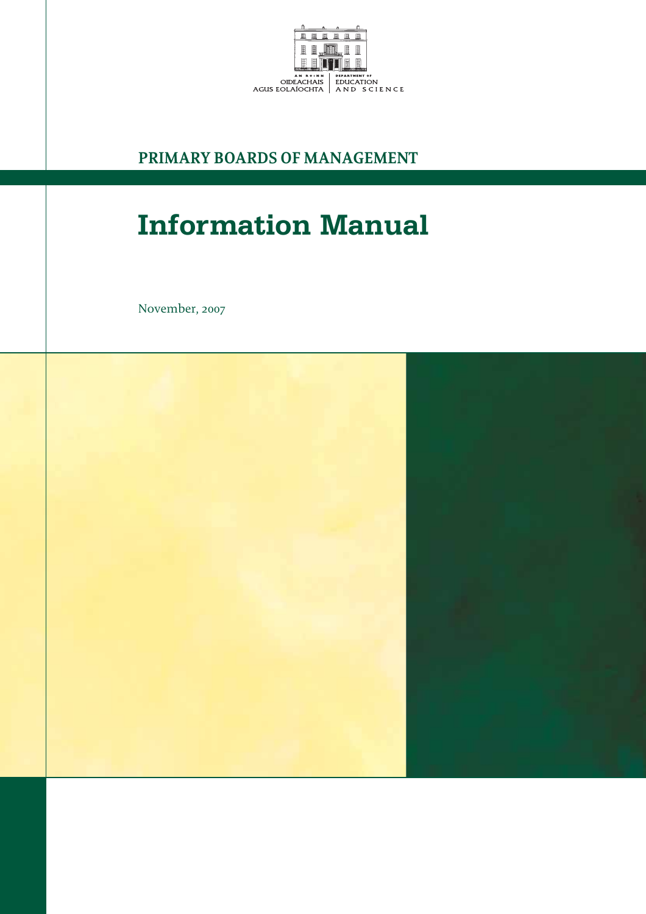AN ROINN OIDEACHAIS AGUS EOLAÍOCHTA | DEPARTMENT OF EDUCATION AND SCIENCE

**PRIMARY BOARDS OF MANAGEMENT**

# Information Manual

November, 2007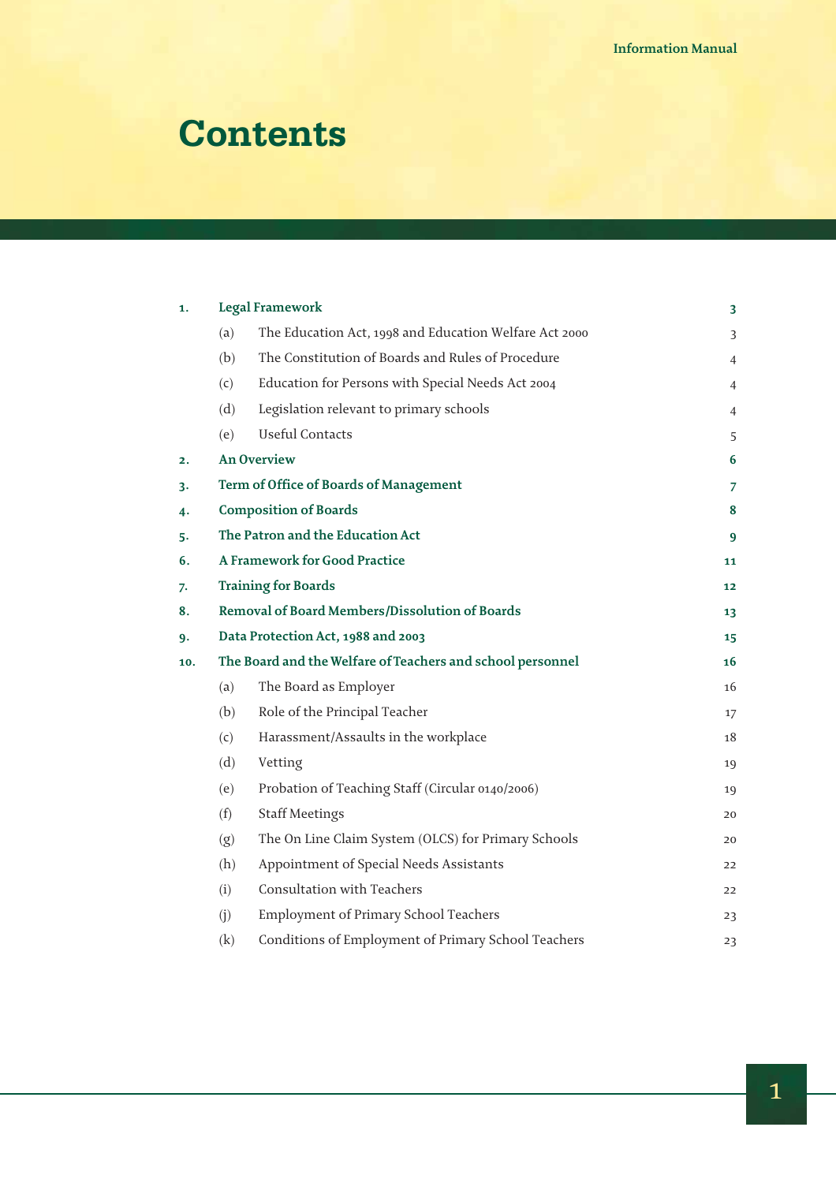# Contents

| | | | |
|---|---|---|---|
| **1.** | **Legal Framework** | | **3** |
| | (a) | The Education Act, 1998 and Education Welfare Act 2000 | 3 |
| | (b) | The Constitution of Boards and Rules of Procedure | 4 |
| | (c) | Education for Persons with Special Needs Act 2004 | 4 |
| | (d) | Legislation relevant to primary schools | 4 |
| | (e) | Useful Contacts | 5 |
| **2.** | **An Overview** | | **6** |
| **3.** | **Term of Office of Boards of Management** | | **7** |
| **4.** | **Composition of Boards** | | **8** |
| **5.** | **The Patron and the Education Act** | | **9** |
| **6.** | **A Framework for Good Practice** | | **11** |
| **7.** | **Training for Boards** | | **12** |
| **8.** | **Removal of Board Members/Dissolution of Boards** | | **13** |
| **9.** | **Data Protection Act, 1988 and 2003** | | **15** |
| **10.** | **The Board and the Welfare of Teachers and school personnel** | | **16** |
| | (a) | The Board as Employer | 16 |
| | (b) | Role of the Principal Teacher | 17 |
| | (c) | Harassment/Assaults in the workplace | 18 |
| | (d) | Vetting | 19 |
| | (e) | Probation of Teaching Staff (Circular 0140/2006) | 19 |
| | (f) | Staff Meetings | 20 |
| | (g) | The On Line Claim System (OLCS) for Primary Schools | 20 |
| | (h) | Appointment of Special Needs Assistants | 22 |
| | (i) | Consultation with Teachers | 22 |
| | (j) | Employment of Primary School Teachers | 23 |
| | (k) | Conditions of Employment of Primary School Teachers | 23 |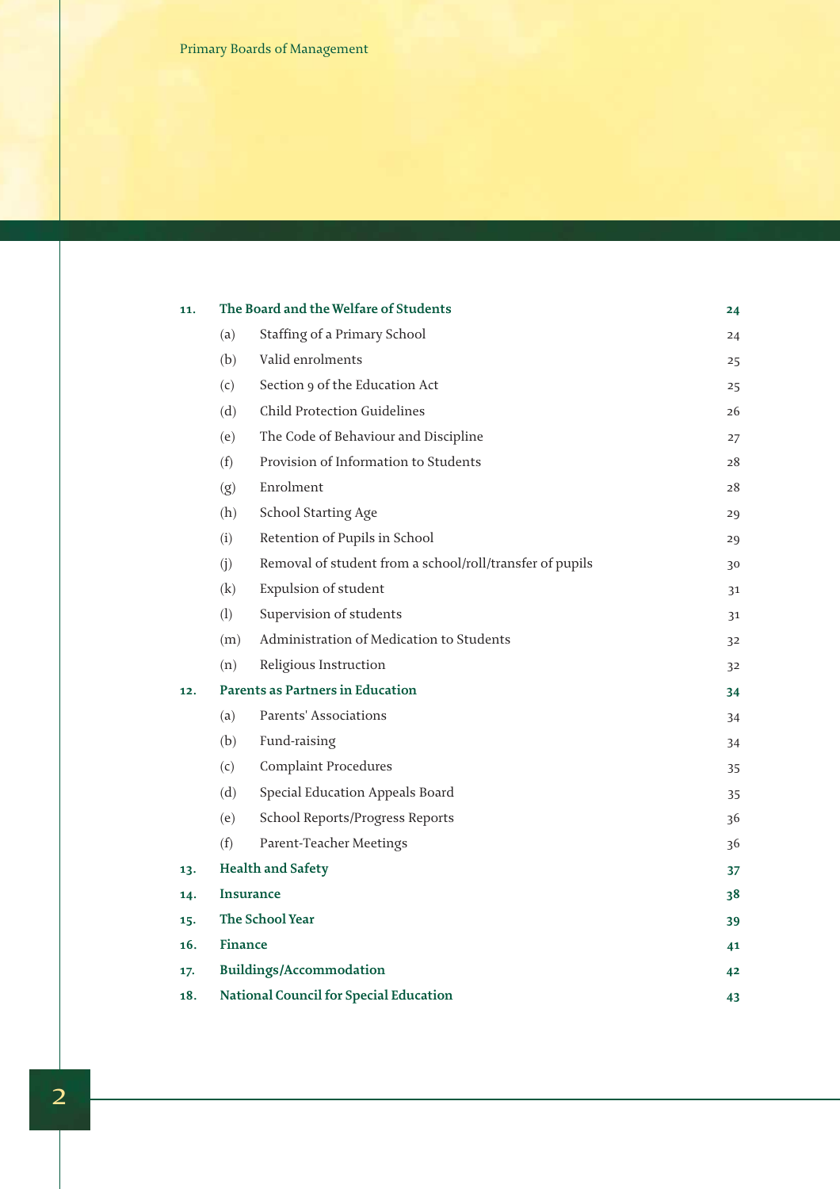| | | | |
|---|---|---|---|
| **11.** | **The Board and the Welfare of Students** | | **24** |
| | (a) | Staffing of a Primary School | 24 |
| | (b) | Valid enrolments | 25 |
| | (c) | Section 9 of the Education Act | 25 |
| | (d) | Child Protection Guidelines | 26 |
| | (e) | The Code of Behaviour and Discipline | 27 |
| | (f) | Provision of Information to Students | 28 |
| | (g) | Enrolment | 28 |
| | (h) | School Starting Age | 29 |
| | (i) | Retention of Pupils in School | 29 |
| | (j) | Removal of student from a school/roll/transfer of pupils | 30 |
| | (k) | Expulsion of student | 31 |
| | (l) | Supervision of students | 31 |
| | (m) | Administration of Medication to Students | 32 |
| | (n) | Religious Instruction | 32 |
| **12.** | **Parents as Partners in Education** | | **34** |
| | (a) | Parents' Associations | 34 |
| | (b) | Fund-raising | 34 |
| | (c) | Complaint Procedures | 35 |
| | (d) | Special Education Appeals Board | 35 |
| | (e) | School Reports/Progress Reports | 36 |
| | (f) | Parent-Teacher Meetings | 36 |
| **13.** | **Health and Safety** | | **37** |
| **14.** | **Insurance** | | **38** |
| **15.** | **The School Year** | | **39** |
| **16.** | **Finance** | | **41** |
| **17.** | **Buildings/Accommodation** | | **42** |
| **18.** | **National Council for Special Education** | | **43** |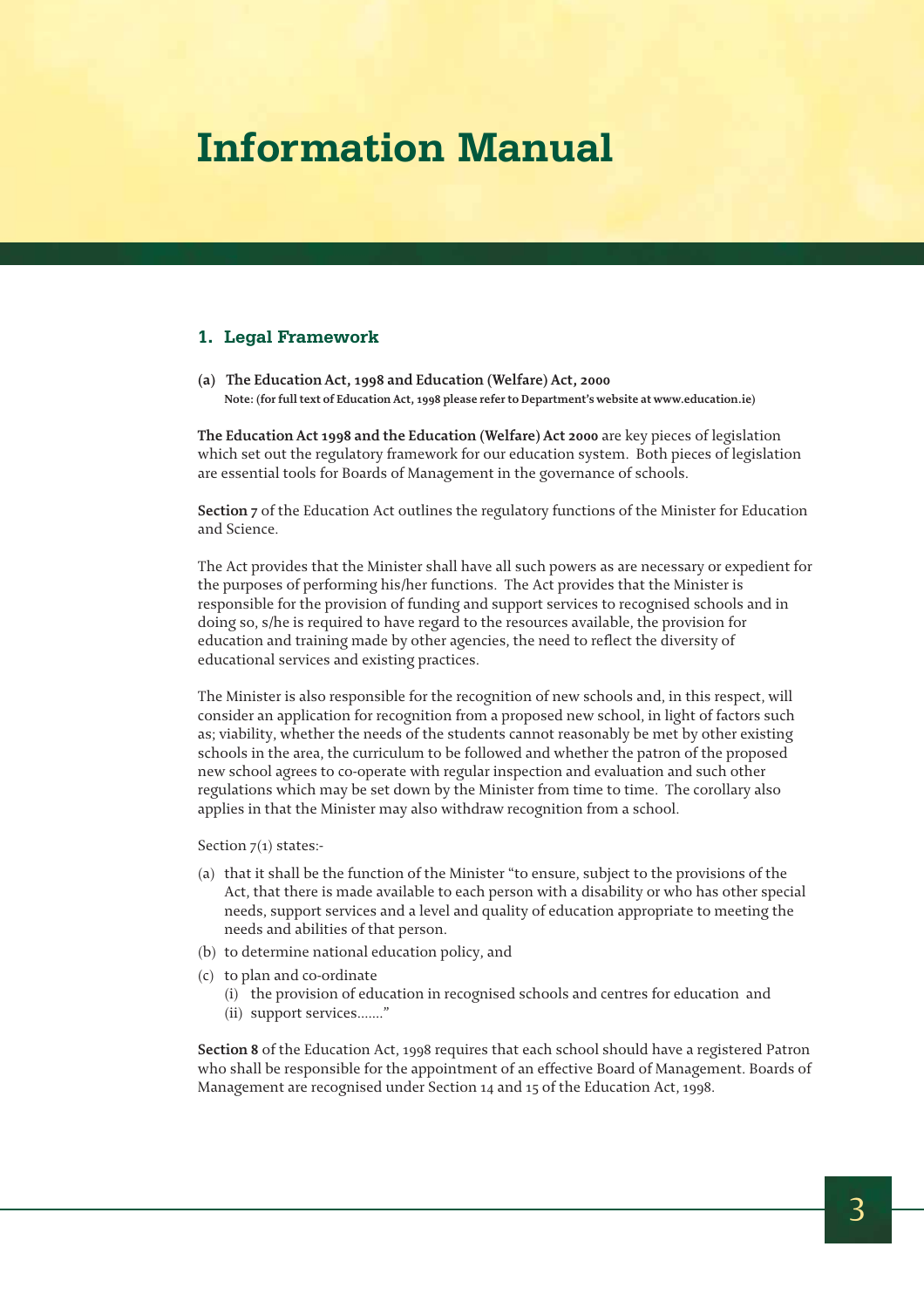# Information Manual

## 1. Legal Framework

**(a) The Education Act, 1998 and Education (Welfare) Act, 2000**
**Note: (for full text of Education Act, 1998 please refer to Department's website at www.education.ie)**

**The Education Act 1998 and the Education (Welfare) Act 2000** are key pieces of legislation which set out the regulatory framework for our education system. Both pieces of legislation are essential tools for Boards of Management in the governance of schools.

**Section 7** of the Education Act outlines the regulatory functions of the Minister for Education and Science.

The Act provides that the Minister shall have all such powers as are necessary or expedient for the purposes of performing his/her functions. The Act provides that the Minister is responsible for the provision of funding and support services to recognised schools and in doing so, s/he is required to have regard to the resources available, the provision for education and training made by other agencies, the need to reflect the diversity of educational services and existing practices.

The Minister is also responsible for the recognition of new schools and, in this respect, will consider an application for recognition from a proposed new school, in light of factors such as; viability, whether the needs of the students cannot reasonably be met by other existing schools in the area, the curriculum to be followed and whether the patron of the proposed new school agrees to co-operate with regular inspection and evaluation and such other regulations which may be set down by the Minister from time to time. The corollary also applies in that the Minister may also withdraw recognition from a school.

Section 7(1) states:-

(a) that it shall be the function of the Minister "to ensure, subject to the provisions of the Act, that there is made available to each person with a disability or who has other special needs, support services and a level and quality of education appropriate to meeting the needs and abilities of that person.

(b) to determine national education policy, and

(c) to plan and co-ordinate
   (i) the provision of education in recognised schools and centres for education and
   (ii) support services……."

**Section 8** of the Education Act, 1998 requires that each school should have a registered Patron who shall be responsible for the appointment of an effective Board of Management. Boards of Management are recognised under Section 14 and 15 of the Education Act, 1998.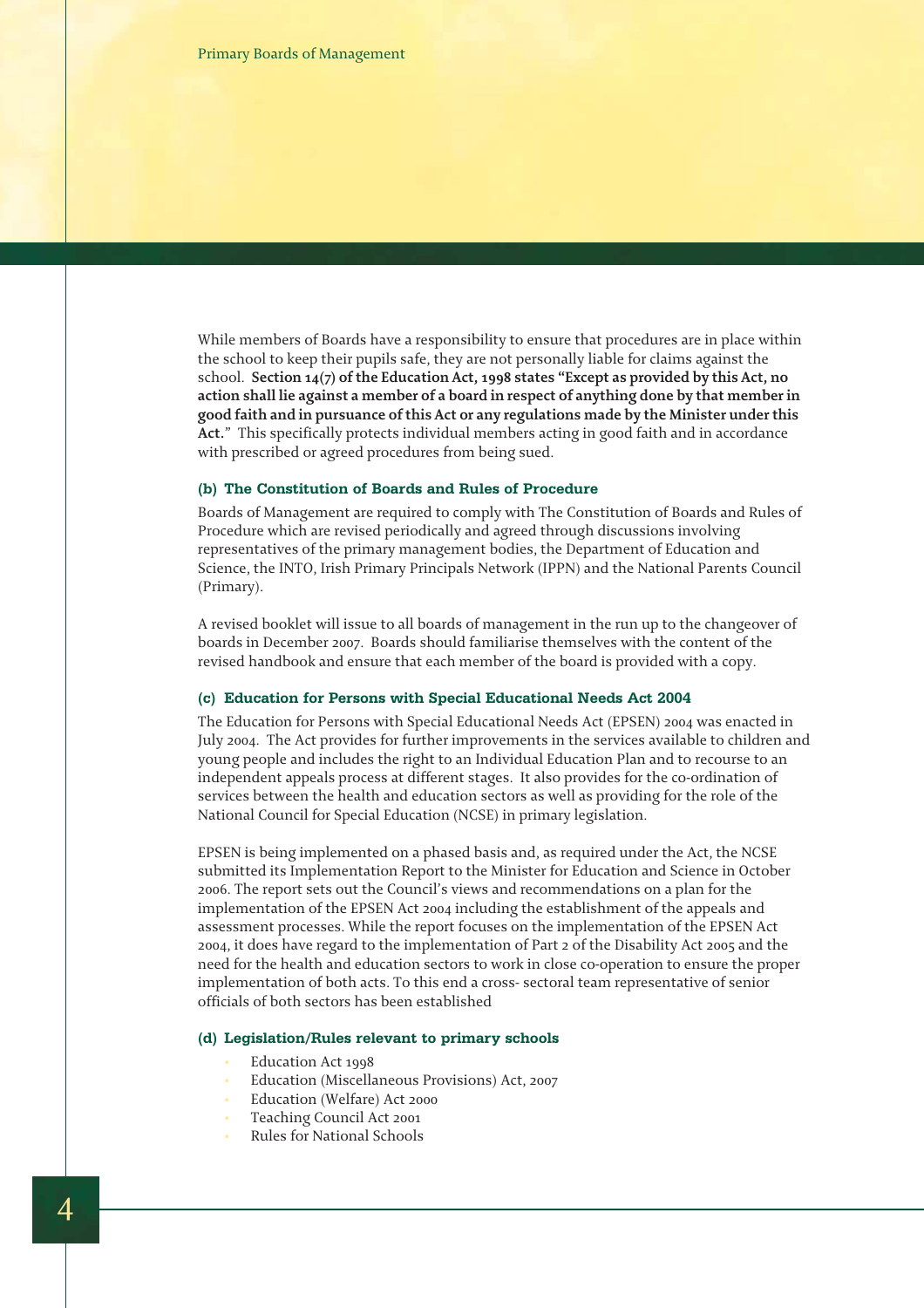While members of Boards have a responsibility to ensure that procedures are in place within the school to keep their pupils safe, they are not personally liable for claims against the school. **Section 14(7) of the Education Act, 1998 states "Except as provided by this Act, no action shall lie against a member of a board in respect of anything done by that member in good faith and in pursuance of this Act or any regulations made by the Minister under this Act."** This specifically protects individual members acting in good faith and in accordance with prescribed or agreed procedures from being sued.

### (b) The Constitution of Boards and Rules of Procedure

Boards of Management are required to comply with The Constitution of Boards and Rules of Procedure which are revised periodically and agreed through discussions involving representatives of the primary management bodies, the Department of Education and Science, the INTO, Irish Primary Principals Network (IPPN) and the National Parents Council (Primary).

A revised booklet will issue to all boards of management in the run up to the changeover of boards in December 2007. Boards should familiarise themselves with the content of the revised handbook and ensure that each member of the board is provided with a copy.

### (c) Education for Persons with Special Educational Needs Act 2004

The Education for Persons with Special Educational Needs Act (EPSEN) 2004 was enacted in July 2004. The Act provides for further improvements in the services available to children and young people and includes the right to an Individual Education Plan and to recourse to an independent appeals process at different stages. It also provides for the co-ordination of services between the health and education sectors as well as providing for the role of the National Council for Special Education (NCSE) in primary legislation.

EPSEN is being implemented on a phased basis and, as required under the Act, the NCSE submitted its Implementation Report to the Minister for Education and Science in October 2006. The report sets out the Council's views and recommendations on a plan for the implementation of the EPSEN Act 2004 including the establishment of the appeals and assessment processes. While the report focuses on the implementation of the EPSEN Act 2004, it does have regard to the implementation of Part 2 of the Disability Act 2005 and the need for the health and education sectors to work in close co-operation to ensure the proper implementation of both acts. To this end a cross- sectoral team representative of senior officials of both sectors has been established

### (d) Legislation/Rules relevant to primary schools

- Education Act 1998
- Education (Miscellaneous Provisions) Act, 2007
- Education (Welfare) Act 2000
- Teaching Council Act 2001
- Rules for National Schools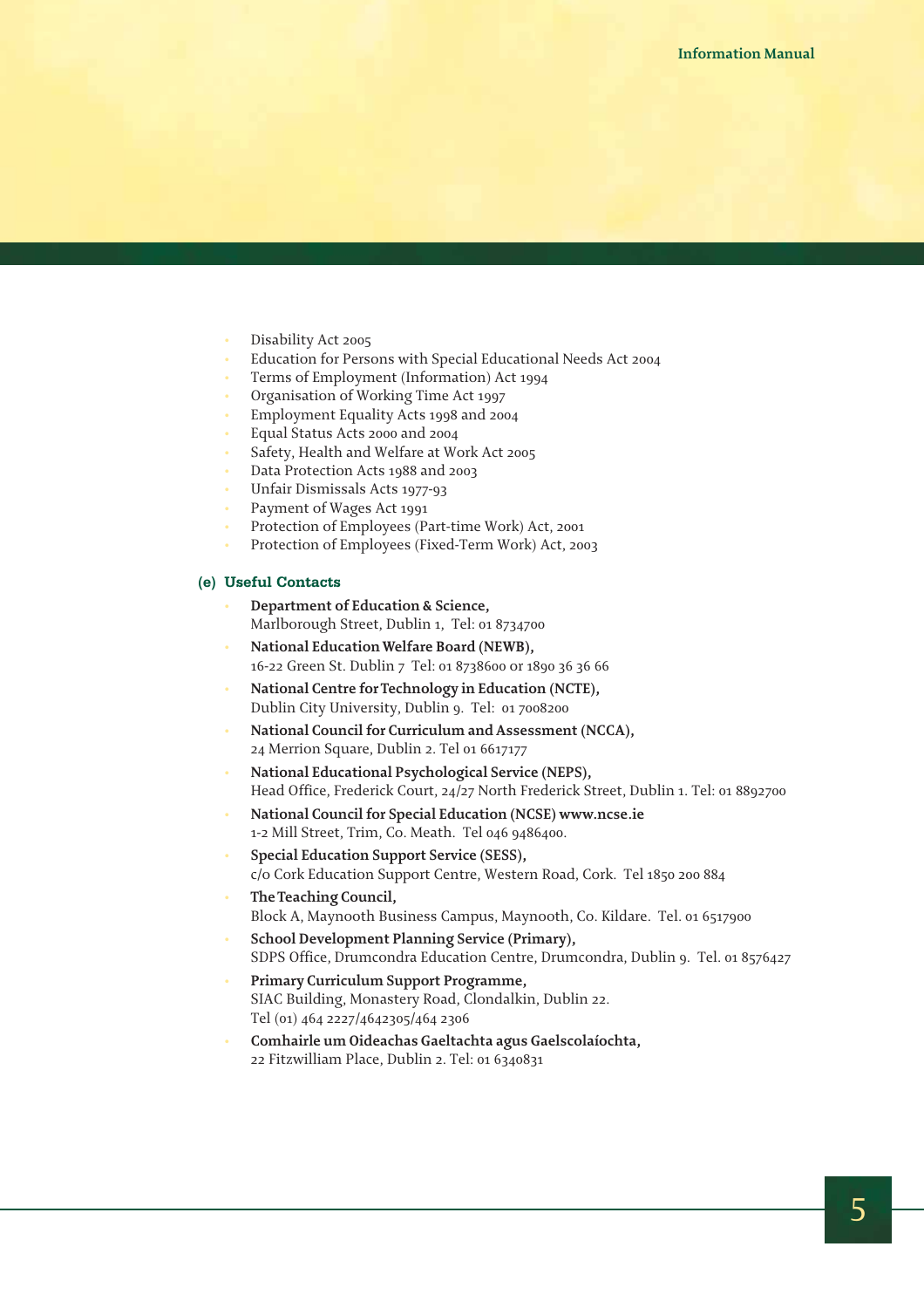- Disability Act 2005
- Education for Persons with Special Educational Needs Act 2004
- Terms of Employment (Information) Act 1994
- Organisation of Working Time Act 1997
- Employment Equality Acts 1998 and 2004
- Equal Status Acts 2000 and 2004
- Safety, Health and Welfare at Work Act 2005
- Data Protection Acts 1988 and 2003
- Unfair Dismissals Acts 1977-93
- Payment of Wages Act 1991
- Protection of Employees (Part-time Work) Act, 2001
- Protection of Employees (Fixed-Term Work) Act, 2003

### (e) Useful Contacts

- **Department of Education & Science,**
  Marlborough Street, Dublin 1, Tel: 01 8734700
- **National Education Welfare Board (NEWB),**
  16-22 Green St. Dublin 7 Tel: 01 8738600 or 1890 36 36 66
- **National Centre for Technology in Education (NCTE),**
  Dublin City University, Dublin 9. Tel: 01 7008200
- **National Council for Curriculum and Assessment (NCCA),**
  24 Merrion Square, Dublin 2. Tel 01 6617177
- **National Educational Psychological Service (NEPS),**
  Head Office, Frederick Court, 24/27 North Frederick Street, Dublin 1. Tel: 01 8892700
- **National Council for Special Education (NCSE) www.ncse.ie**
  1-2 Mill Street, Trim, Co. Meath. Tel 046 9486400.
- **Special Education Support Service (SESS),**
  c/o Cork Education Support Centre, Western Road, Cork. Tel 1850 200 884
- **The Teaching Council,**
  Block A, Maynooth Business Campus, Maynooth, Co. Kildare. Tel. 01 6517900
- **School Development Planning Service (Primary),**
  SDPS Office, Drumcondra Education Centre, Drumcondra, Dublin 9. Tel. 01 8576427
- **Primary Curriculum Support Programme,**
  SIAC Building, Monastery Road, Clondalkin, Dublin 22.
  Tel (01) 464 2227/4642305/464 2306
- **Comhairle um Oideachas Gaeltachta agus Gaelscolaíochta,**
  22 Fitzwilliam Place, Dublin 2. Tel: 01 6340831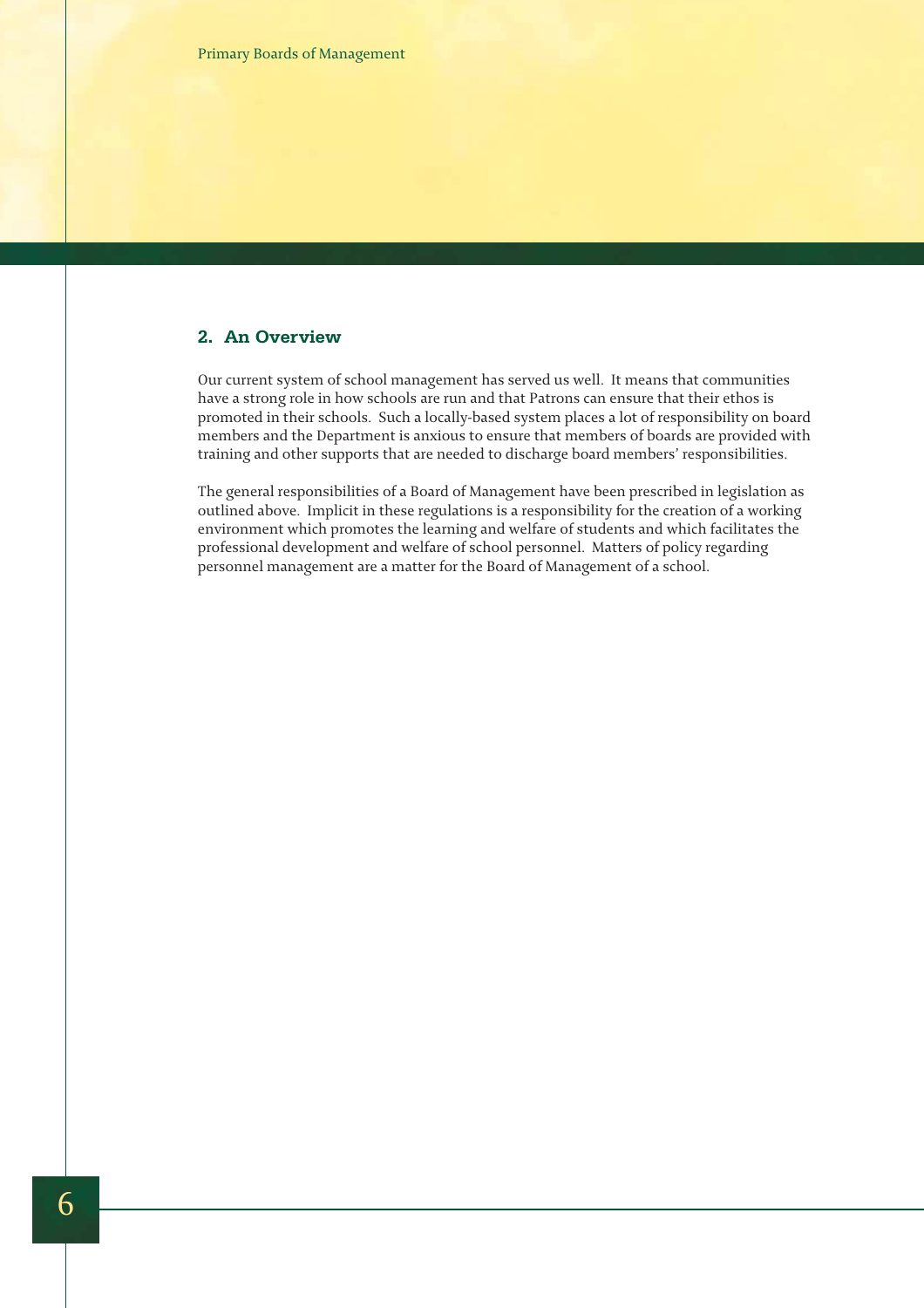## 2. An Overview

Our current system of school management has served us well. It means that communities have a strong role in how schools are run and that Patrons can ensure that their ethos is promoted in their schools. Such a locally-based system places a lot of responsibility on board members and the Department is anxious to ensure that members of boards are provided with training and other supports that are needed to discharge board members' responsibilities.

The general responsibilities of a Board of Management have been prescribed in legislation as outlined above. Implicit in these regulations is a responsibility for the creation of a working environment which promotes the learning and welfare of students and which facilitates the professional development and welfare of school personnel. Matters of policy regarding personnel management are a matter for the Board of Management of a school.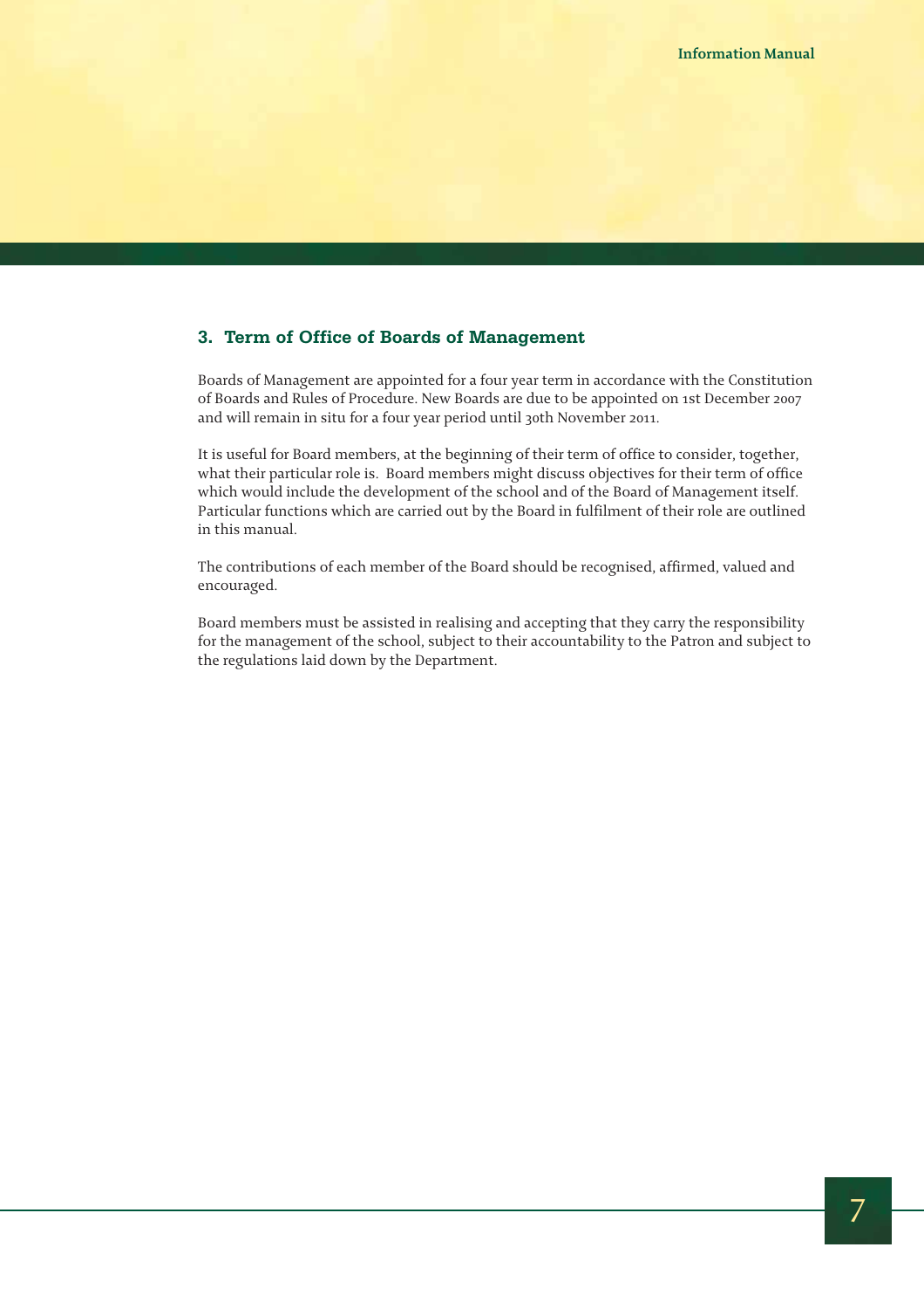## 3. Term of Office of Boards of Management

Boards of Management are appointed for a four year term in accordance with the Constitution of Boards and Rules of Procedure. New Boards are due to be appointed on 1st December 2007 and will remain in situ for a four year period until 30th November 2011.

It is useful for Board members, at the beginning of their term of office to consider, together, what their particular role is. Board members might discuss objectives for their term of office which would include the development of the school and of the Board of Management itself. Particular functions which are carried out by the Board in fulfilment of their role are outlined in this manual.

The contributions of each member of the Board should be recognised, affirmed, valued and encouraged.

Board members must be assisted in realising and accepting that they carry the responsibility for the management of the school, subject to their accountability to the Patron and subject to the regulations laid down by the Department.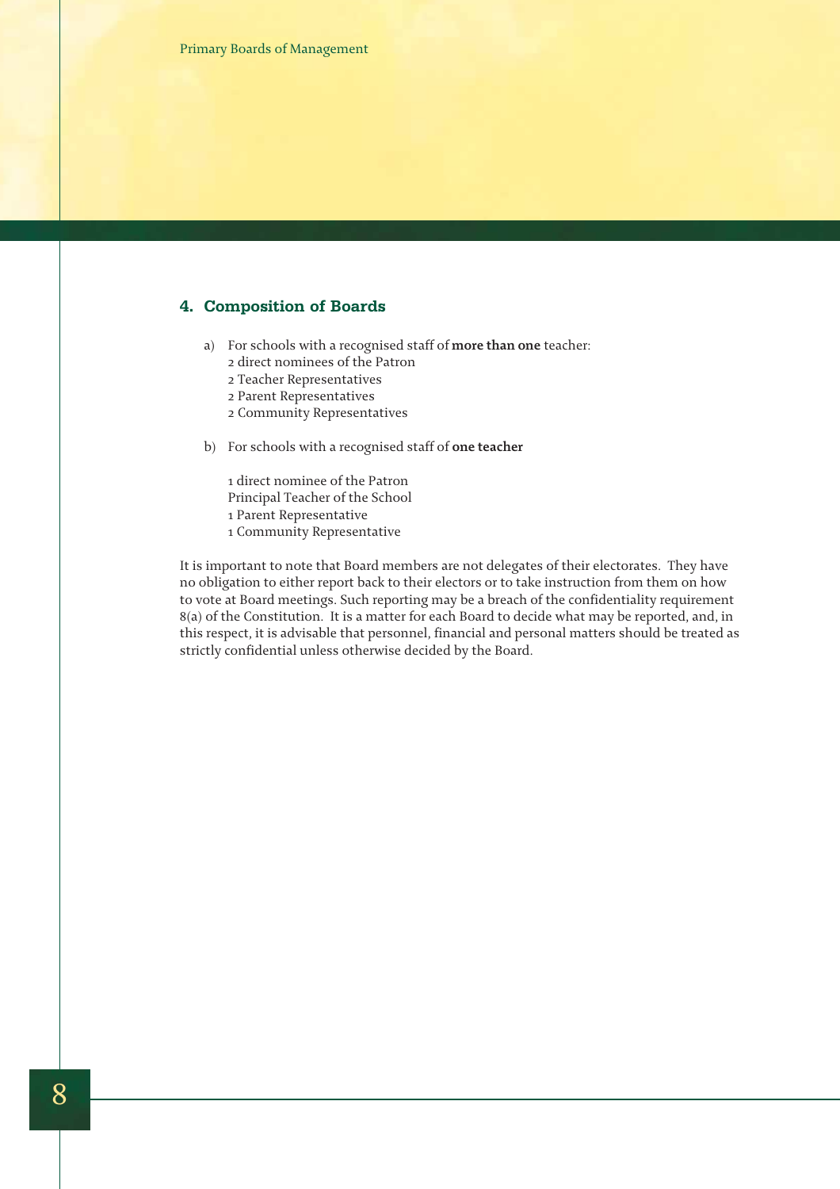## 4. Composition of Boards

a) For schools with a recognised staff of **more than one** teacher:
   2 direct nominees of the Patron
   2 Teacher Representatives
   2 Parent Representatives
   2 Community Representatives

b) For schools with a recognised staff of **one teacher**

   1 direct nominee of the Patron
   Principal Teacher of the School
   1 Parent Representative
   1 Community Representative

It is important to note that Board members are not delegates of their electorates. They have no obligation to either report back to their electors or to take instruction from them on how to vote at Board meetings. Such reporting may be a breach of the confidentiality requirement 8(a) of the Constitution. It is a matter for each Board to decide what may be reported, and, in this respect, it is advisable that personnel, financial and personal matters should be treated as strictly confidential unless otherwise decided by the Board.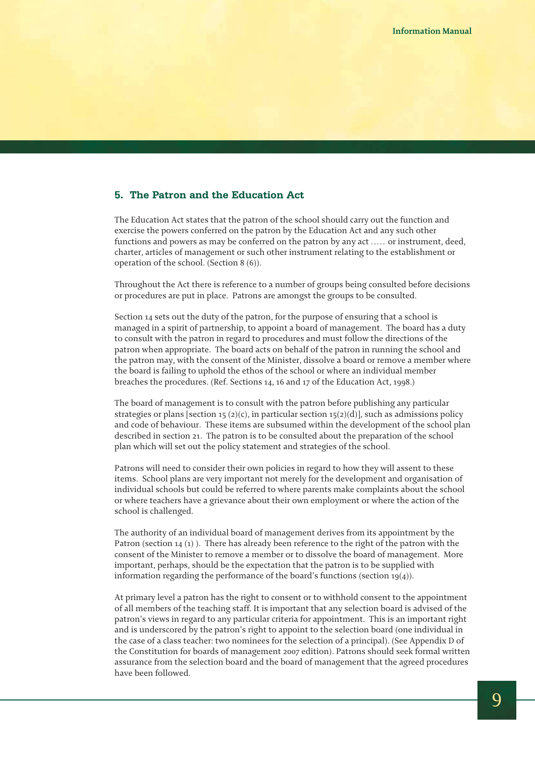## 5. The Patron and the Education Act

The Education Act states that the patron of the school should carry out the function and exercise the powers conferred on the patron by the Education Act and any such other functions and powers as may be conferred on the patron by any act ..... or instrument, deed, charter, articles of management or such other instrument relating to the establishment or operation of the school. (Section 8 (6)).

Throughout the Act there is reference to a number of groups being consulted before decisions or procedures are put in place. Patrons are amongst the groups to be consulted.

Section 14 sets out the duty of the patron, for the purpose of ensuring that a school is managed in a spirit of partnership, to appoint a board of management. The board has a duty to consult with the patron in regard to procedures and must follow the directions of the patron when appropriate. The board acts on behalf of the patron in running the school and the patron may, with the consent of the Minister, dissolve a board or remove a member where the board is failing to uphold the ethos of the school or where an individual member breaches the procedures. (Ref. Sections 14, 16 and 17 of the Education Act, 1998.)

The board of management is to consult with the patron before publishing any particular strategies or plans [section 15 (2)(c), in particular section 15(2)(d)], such as admissions policy and code of behaviour. These items are subsumed within the development of the school plan described in section 21. The patron is to be consulted about the preparation of the school plan which will set out the policy statement and strategies of the school.

Patrons will need to consider their own policies in regard to how they will assent to these items. School plans are very important not merely for the development and organisation of individual schools but could be referred to where parents make complaints about the school or where teachers have a grievance about their own employment or where the action of the school is challenged.

The authority of an individual board of management derives from its appointment by the Patron (section 14 (1) ). There has already been reference to the right of the patron with the consent of the Minister to remove a member or to dissolve the board of management. More important, perhaps, should be the expectation that the patron is to be supplied with information regarding the performance of the board's functions (section 19(4)).

At primary level a patron has the right to consent or to withhold consent to the appointment of all members of the teaching staff. It is important that any selection board is advised of the patron's views in regard to any particular criteria for appointment. This is an important right and is underscored by the patron's right to appoint to the selection board (one individual in the case of a class teacher: two nominees for the selection of a principal). (See Appendix D of the Constitution for boards of management 2007 edition). Patrons should seek formal written assurance from the selection board and the board of management that the agreed procedures have been followed.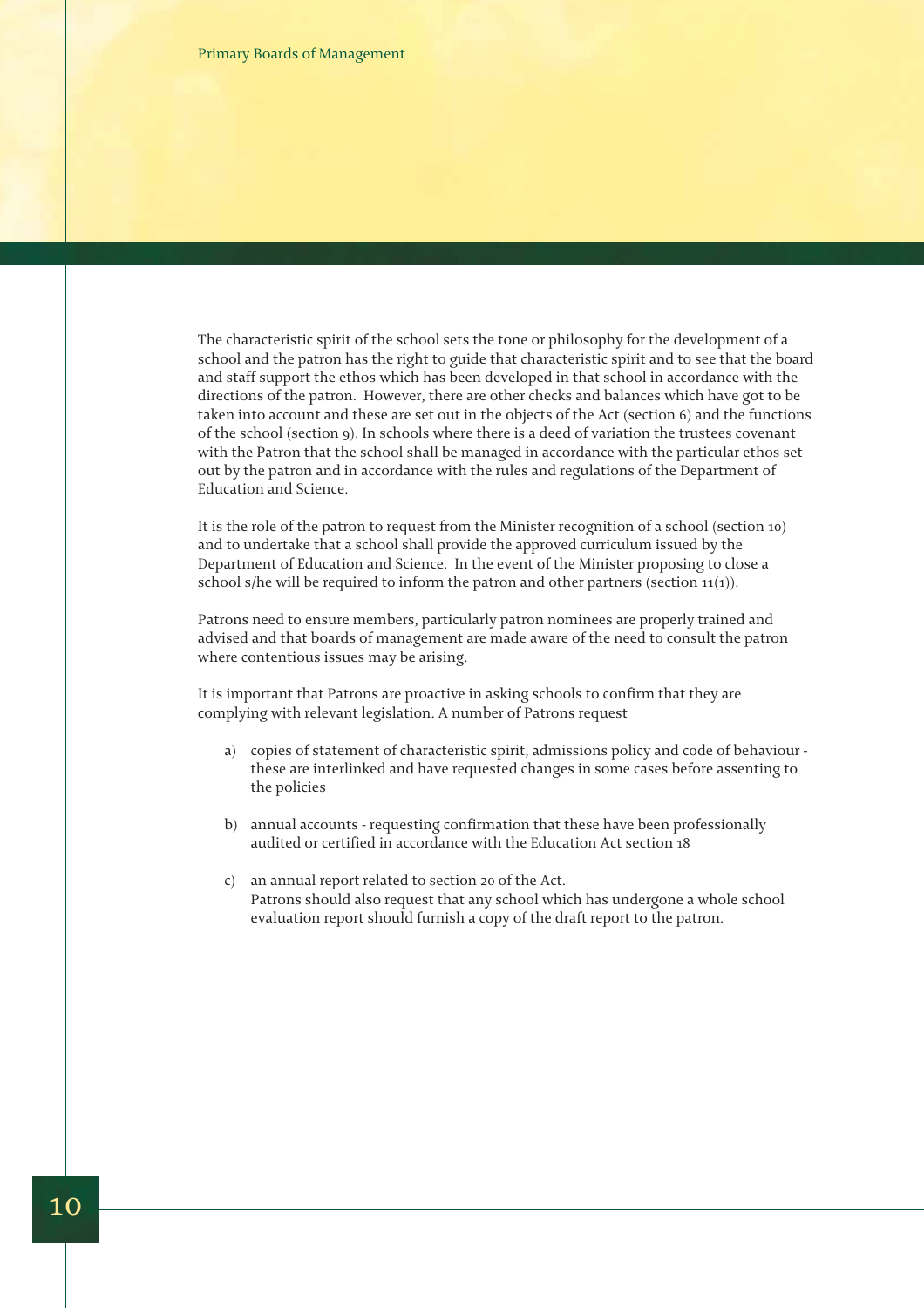The characteristic spirit of the school sets the tone or philosophy for the development of a school and the patron has the right to guide that characteristic spirit and to see that the board and staff support the ethos which has been developed in that school in accordance with the directions of the patron. However, there are other checks and balances which have got to be taken into account and these are set out in the objects of the Act (section 6) and the functions of the school (section 9). In schools where there is a deed of variation the trustees covenant with the Patron that the school shall be managed in accordance with the particular ethos set out by the patron and in accordance with the rules and regulations of the Department of Education and Science.

It is the role of the patron to request from the Minister recognition of a school (section 10) and to undertake that a school shall provide the approved curriculum issued by the Department of Education and Science. In the event of the Minister proposing to close a school s/he will be required to inform the patron and other partners (section 11(1)).

Patrons need to ensure members, particularly patron nominees are properly trained and advised and that boards of management are made aware of the need to consult the patron where contentious issues may be arising.

It is important that Patrons are proactive in asking schools to confirm that they are complying with relevant legislation. A number of Patrons request

a) copies of statement of characteristic spirit, admissions policy and code of behaviour - these are interlinked and have requested changes in some cases before assenting to the policies

b) annual accounts - requesting confirmation that these have been professionally audited or certified in accordance with the Education Act section 18

c) an annual report related to section 20 of the Act.
Patrons should also request that any school which has undergone a whole school evaluation report should furnish a copy of the draft report to the patron.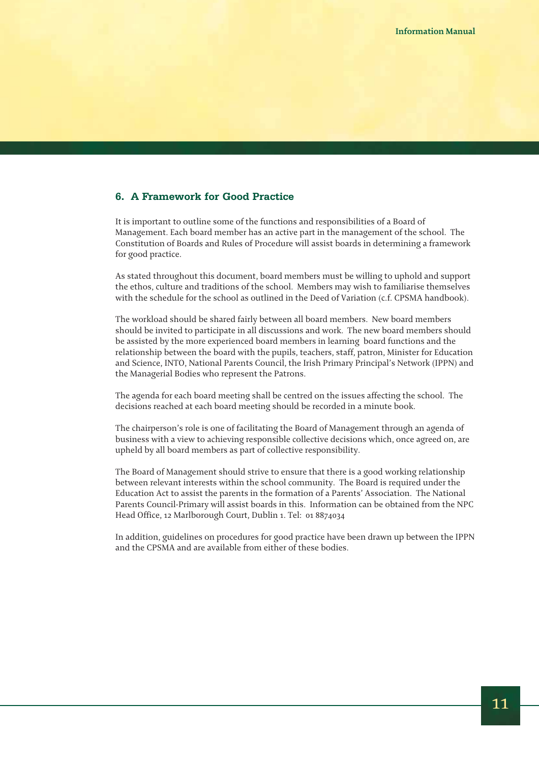## 6. A Framework for Good Practice

It is important to outline some of the functions and responsibilities of a Board of Management. Each board member has an active part in the management of the school. The Constitution of Boards and Rules of Procedure will assist boards in determining a framework for good practice.

As stated throughout this document, board members must be willing to uphold and support the ethos, culture and traditions of the school. Members may wish to familiarise themselves with the schedule for the school as outlined in the Deed of Variation (c.f. CPSMA handbook).

The workload should be shared fairly between all board members. New board members should be invited to participate in all discussions and work. The new board members should be assisted by the more experienced board members in learning board functions and the relationship between the board with the pupils, teachers, staff, patron, Minister for Education and Science, INTO, National Parents Council, the Irish Primary Principal's Network (IPPN) and the Managerial Bodies who represent the Patrons.

The agenda for each board meeting shall be centred on the issues affecting the school. The decisions reached at each board meeting should be recorded in a minute book.

The chairperson's role is one of facilitating the Board of Management through an agenda of business with a view to achieving responsible collective decisions which, once agreed on, are upheld by all board members as part of collective responsibility.

The Board of Management should strive to ensure that there is a good working relationship between relevant interests within the school community. The Board is required under the Education Act to assist the parents in the formation of a Parents' Association. The National Parents Council-Primary will assist boards in this. Information can be obtained from the NPC Head Office, 12 Marlborough Court, Dublin 1. Tel: 01 8874034

In addition, guidelines on procedures for good practice have been drawn up between the IPPN and the CPSMA and are available from either of these bodies.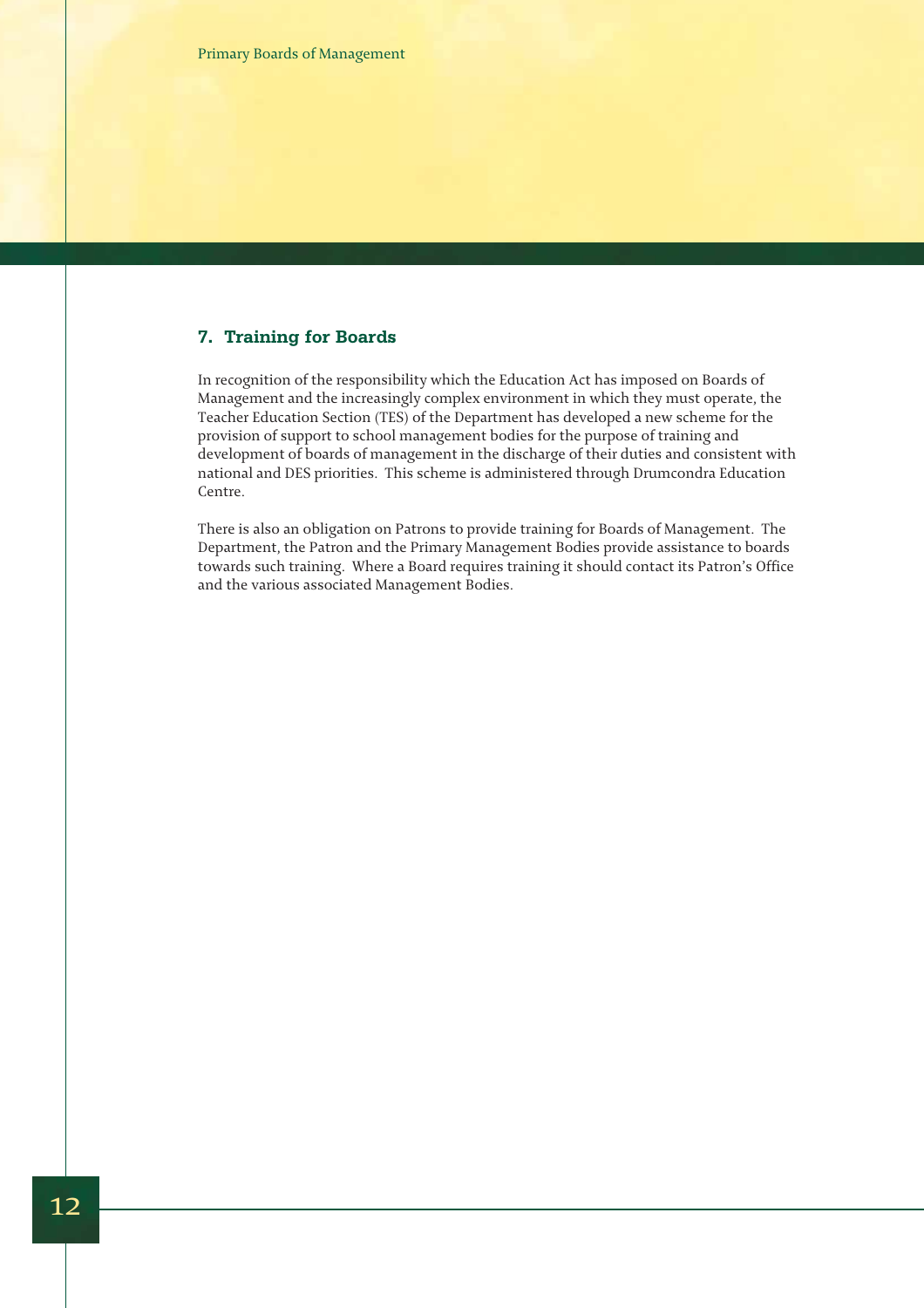## 7. Training for Boards

In recognition of the responsibility which the Education Act has imposed on Boards of Management and the increasingly complex environment in which they must operate, the Teacher Education Section (TES) of the Department has developed a new scheme for the provision of support to school management bodies for the purpose of training and development of boards of management in the discharge of their duties and consistent with national and DES priorities. This scheme is administered through Drumcondra Education Centre.

There is also an obligation on Patrons to provide training for Boards of Management. The Department, the Patron and the Primary Management Bodies provide assistance to boards towards such training. Where a Board requires training it should contact its Patron's Office and the various associated Management Bodies.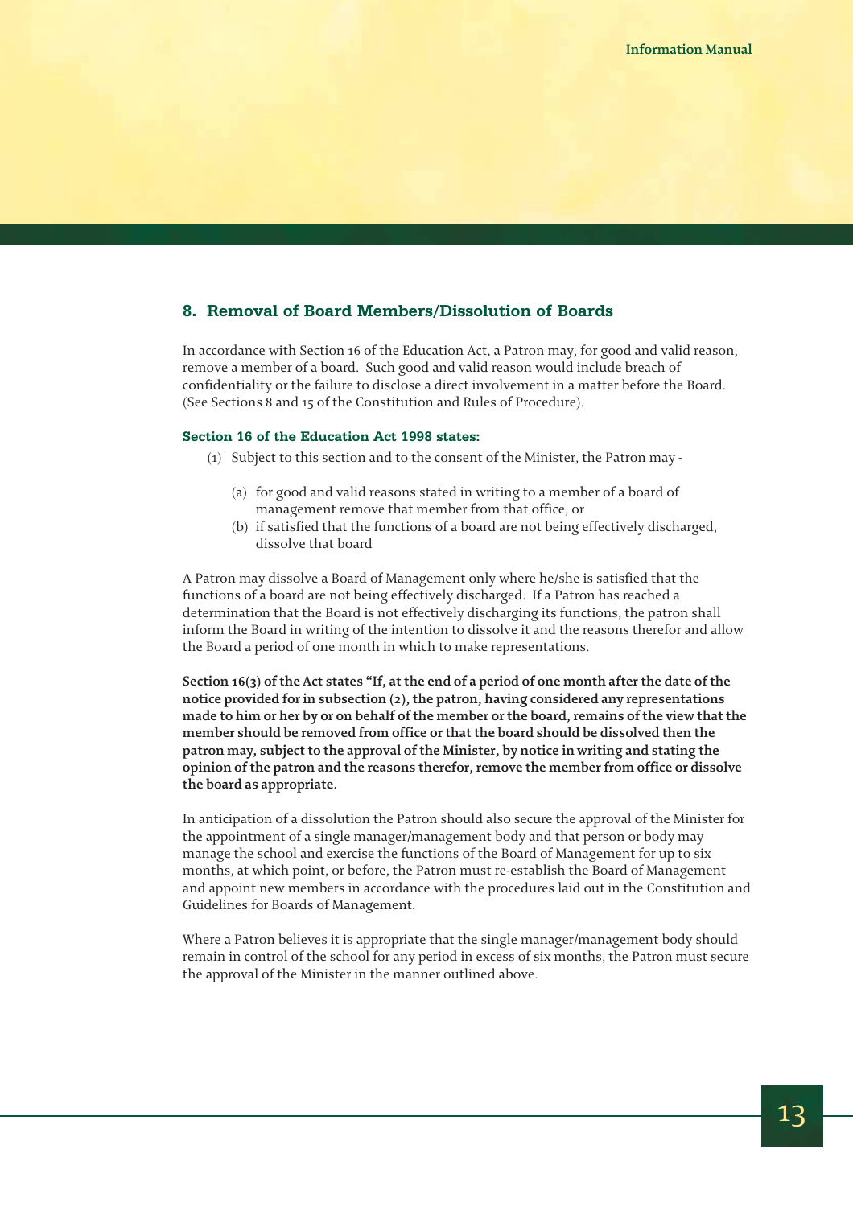## 8. Removal of Board Members/Dissolution of Boards

In accordance with Section 16 of the Education Act, a Patron may, for good and valid reason, remove a member of a board. Such good and valid reason would include breach of confidentiality or the failure to disclose a direct involvement in a matter before the Board. (See Sections 8 and 15 of the Constitution and Rules of Procedure).

#### Section 16 of the Education Act 1998 states:

(1) Subject to this section and to the consent of the Minister, the Patron may -

   (a) for good and valid reasons stated in writing to a member of a board of management remove that member from that office, or
   (b) if satisfied that the functions of a board are not being effectively discharged, dissolve that board

A Patron may dissolve a Board of Management only where he/she is satisfied that the functions of a board are not being effectively discharged. If a Patron has reached a determination that the Board is not effectively discharging its functions, the patron shall inform the Board in writing of the intention to dissolve it and the reasons therefor and allow the Board a period of one month in which to make representations.

**Section 16(3) of the Act states "If, at the end of a period of one month after the date of the notice provided for in subsection (2), the patron, having considered any representations made to him or her by or on behalf of the member or the board, remains of the view that the member should be removed from office or that the board should be dissolved then the patron may, subject to the approval of the Minister, by notice in writing and stating the opinion of the patron and the reasons therefor, remove the member from office or dissolve the board as appropriate.**

In anticipation of a dissolution the Patron should also secure the approval of the Minister for the appointment of a single manager/management body and that person or body may manage the school and exercise the functions of the Board of Management for up to six months, at which point, or before, the Patron must re-establish the Board of Management and appoint new members in accordance with the procedures laid out in the Constitution and Guidelines for Boards of Management.

Where a Patron believes it is appropriate that the single manager/management body should remain in control of the school for any period in excess of six months, the Patron must secure the approval of the Minister in the manner outlined above.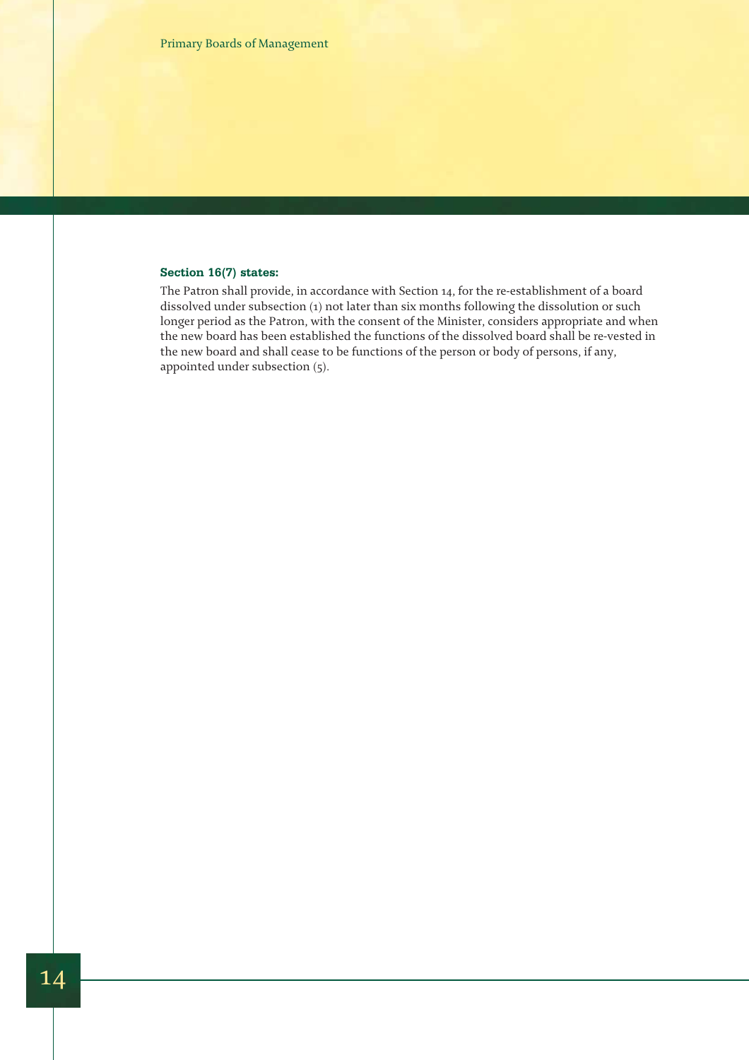**Section 16(7) states:**

The Patron shall provide, in accordance with Section 14, for the re-establishment of a board dissolved under subsection (1) not later than six months following the dissolution or such longer period as the Patron, with the consent of the Minister, considers appropriate and when the new board has been established the functions of the dissolved board shall be re-vested in the new board and shall cease to be functions of the person or body of persons, if any, appointed under subsection (5).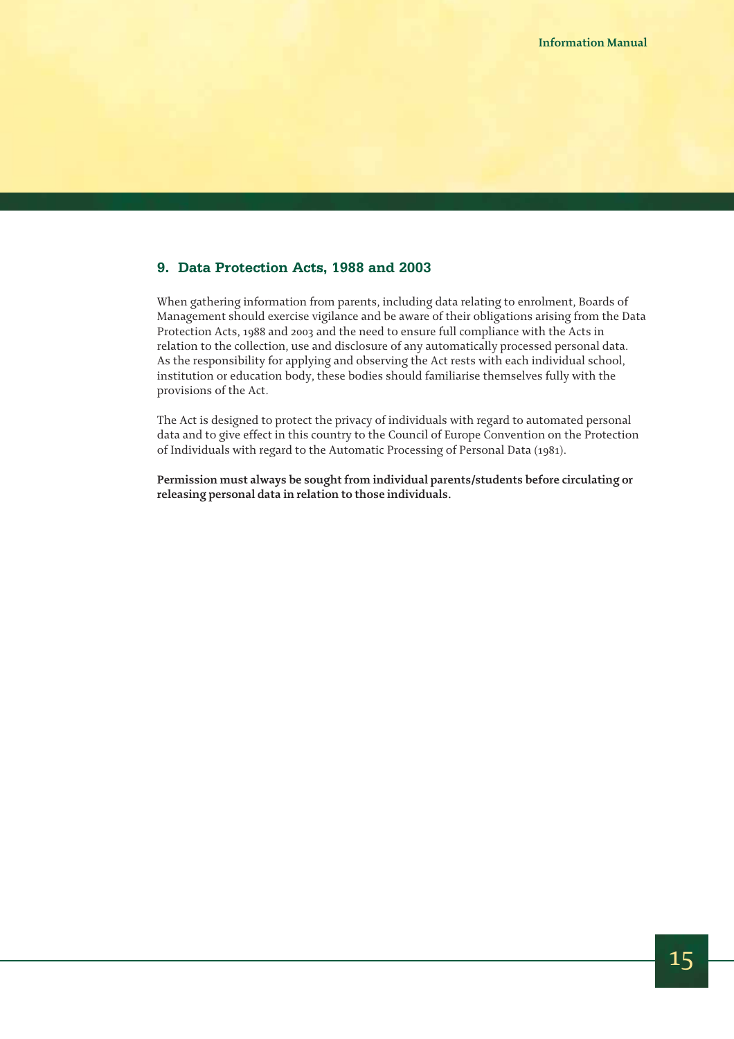## 9. Data Protection Acts, 1988 and 2003

When gathering information from parents, including data relating to enrolment, Boards of Management should exercise vigilance and be aware of their obligations arising from the Data Protection Acts, 1988 and 2003 and the need to ensure full compliance with the Acts in relation to the collection, use and disclosure of any automatically processed personal data. As the responsibility for applying and observing the Act rests with each individual school, institution or education body, these bodies should familiarise themselves fully with the provisions of the Act.

The Act is designed to protect the privacy of individuals with regard to automated personal data and to give effect in this country to the Council of Europe Convention on the Protection of Individuals with regard to the Automatic Processing of Personal Data (1981).

**Permission must always be sought from individual parents/students before circulating or releasing personal data in relation to those individuals.**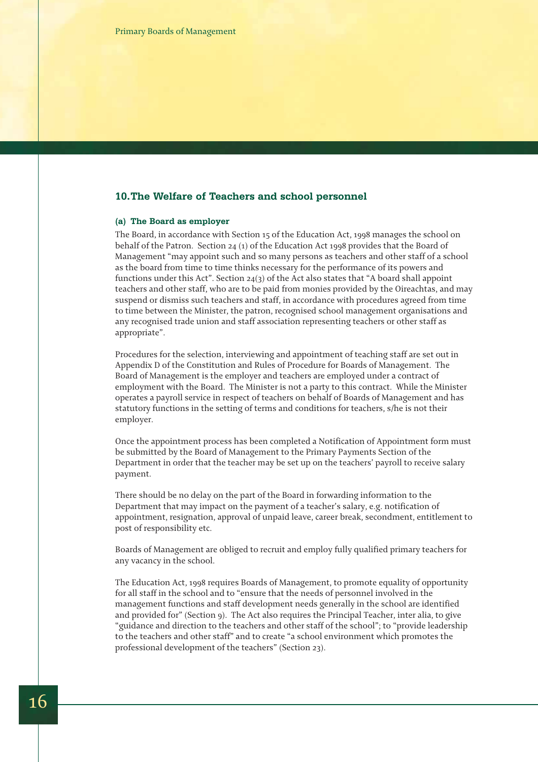## 10. The Welfare of Teachers and school personnel

### (a) The Board as employer

The Board, in accordance with Section 15 of the Education Act, 1998 manages the school on behalf of the Patron. Section 24 (1) of the Education Act 1998 provides that the Board of Management "may appoint such and so many persons as teachers and other staff of a school as the board from time to time thinks necessary for the performance of its powers and functions under this Act". Section 24(3) of the Act also states that "A board shall appoint teachers and other staff, who are to be paid from monies provided by the Oireachtas, and may suspend or dismiss such teachers and staff, in accordance with procedures agreed from time to time between the Minister, the patron, recognised school management organisations and any recognised trade union and staff association representing teachers or other staff as appropriate".

Procedures for the selection, interviewing and appointment of teaching staff are set out in Appendix D of the Constitution and Rules of Procedure for Boards of Management. The Board of Management is the employer and teachers are employed under a contract of employment with the Board. The Minister is not a party to this contract. While the Minister operates a payroll service in respect of teachers on behalf of Boards of Management and has statutory functions in the setting of terms and conditions for teachers, s/he is not their employer.

Once the appointment process has been completed a Notification of Appointment form must be submitted by the Board of Management to the Primary Payments Section of the Department in order that the teacher may be set up on the teachers' payroll to receive salary payment.

There should be no delay on the part of the Board in forwarding information to the Department that may impact on the payment of a teacher's salary, e.g. notification of appointment, resignation, approval of unpaid leave, career break, secondment, entitlement to post of responsibility etc.

Boards of Management are obliged to recruit and employ fully qualified primary teachers for any vacancy in the school.

The Education Act, 1998 requires Boards of Management, to promote equality of opportunity for all staff in the school and to "ensure that the needs of personnel involved in the management functions and staff development needs generally in the school are identified and provided for" (Section 9). The Act also requires the Principal Teacher, inter alia, to give "guidance and direction to the teachers and other staff of the school"; to "provide leadership to the teachers and other staff" and to create "a school environment which promotes the professional development of the teachers" (Section 23).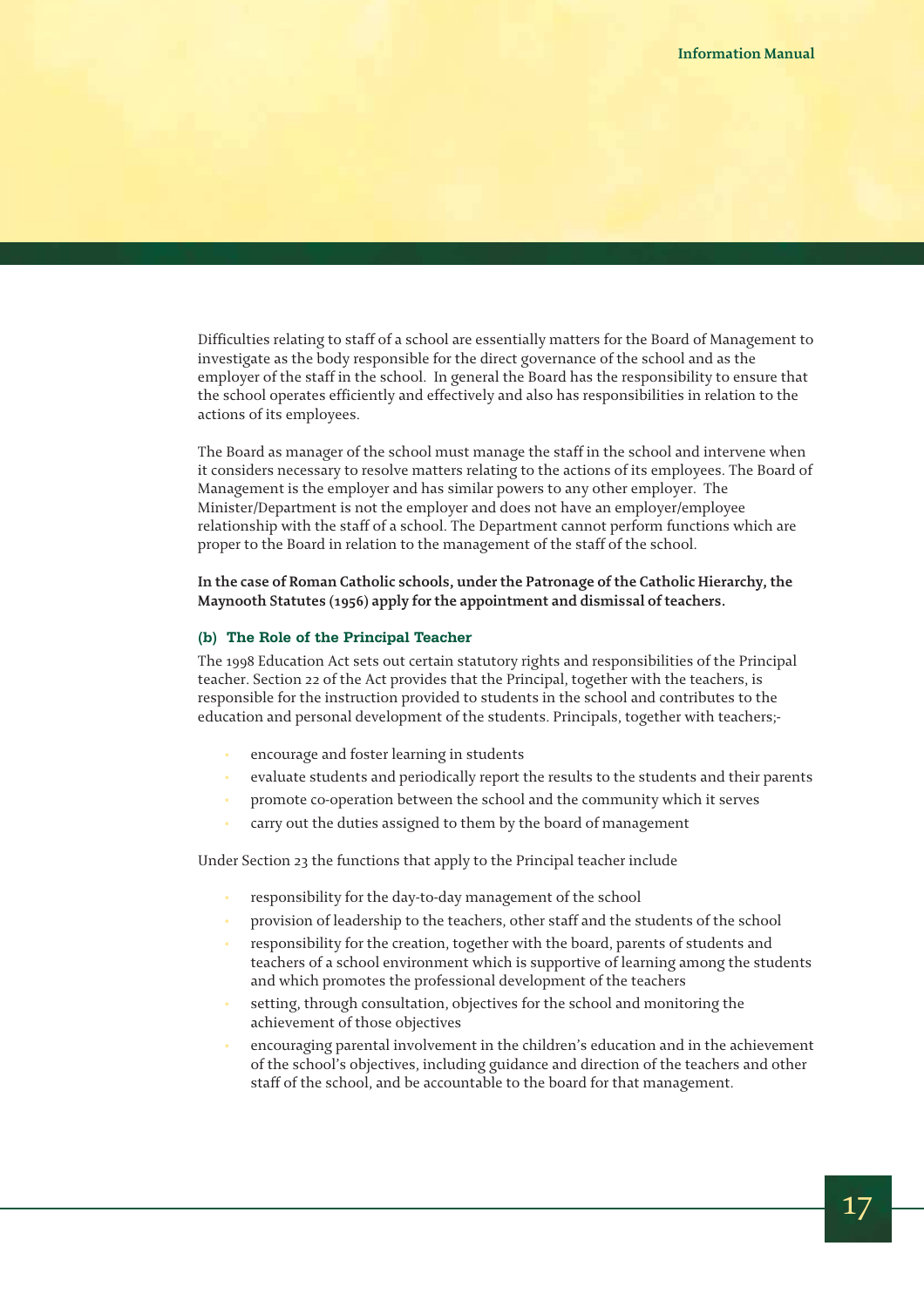Difficulties relating to staff of a school are essentially matters for the Board of Management to investigate as the body responsible for the direct governance of the school and as the employer of the staff in the school. In general the Board has the responsibility to ensure that the school operates efficiently and effectively and also has responsibilities in relation to the actions of its employees.

The Board as manager of the school must manage the staff in the school and intervene when it considers necessary to resolve matters relating to the actions of its employees. The Board of Management is the employer and has similar powers to any other employer. The Minister/Department is not the employer and does not have an employer/employee relationship with the staff of a school. The Department cannot perform functions which are proper to the Board in relation to the management of the staff of the school.

**In the case of Roman Catholic schools, under the Patronage of the Catholic Hierarchy, the Maynooth Statutes (1956) apply for the appointment and dismissal of teachers.**

### (b) The Role of the Principal Teacher

The 1998 Education Act sets out certain statutory rights and responsibilities of the Principal teacher. Section 22 of the Act provides that the Principal, together with the teachers, is responsible for the instruction provided to students in the school and contributes to the education and personal development of the students. Principals, together with teachers;-

- encourage and foster learning in students
- evaluate students and periodically report the results to the students and their parents
- promote co-operation between the school and the community which it serves
- carry out the duties assigned to them by the board of management

Under Section 23 the functions that apply to the Principal teacher include

- responsibility for the day-to-day management of the school
- provision of leadership to the teachers, other staff and the students of the school
- responsibility for the creation, together with the board, parents of students and teachers of a school environment which is supportive of learning among the students and which promotes the professional development of the teachers
- setting, through consultation, objectives for the school and monitoring the achievement of those objectives
- encouraging parental involvement in the children's education and in the achievement of the school's objectives, including guidance and direction of the teachers and other staff of the school, and be accountable to the board for that management.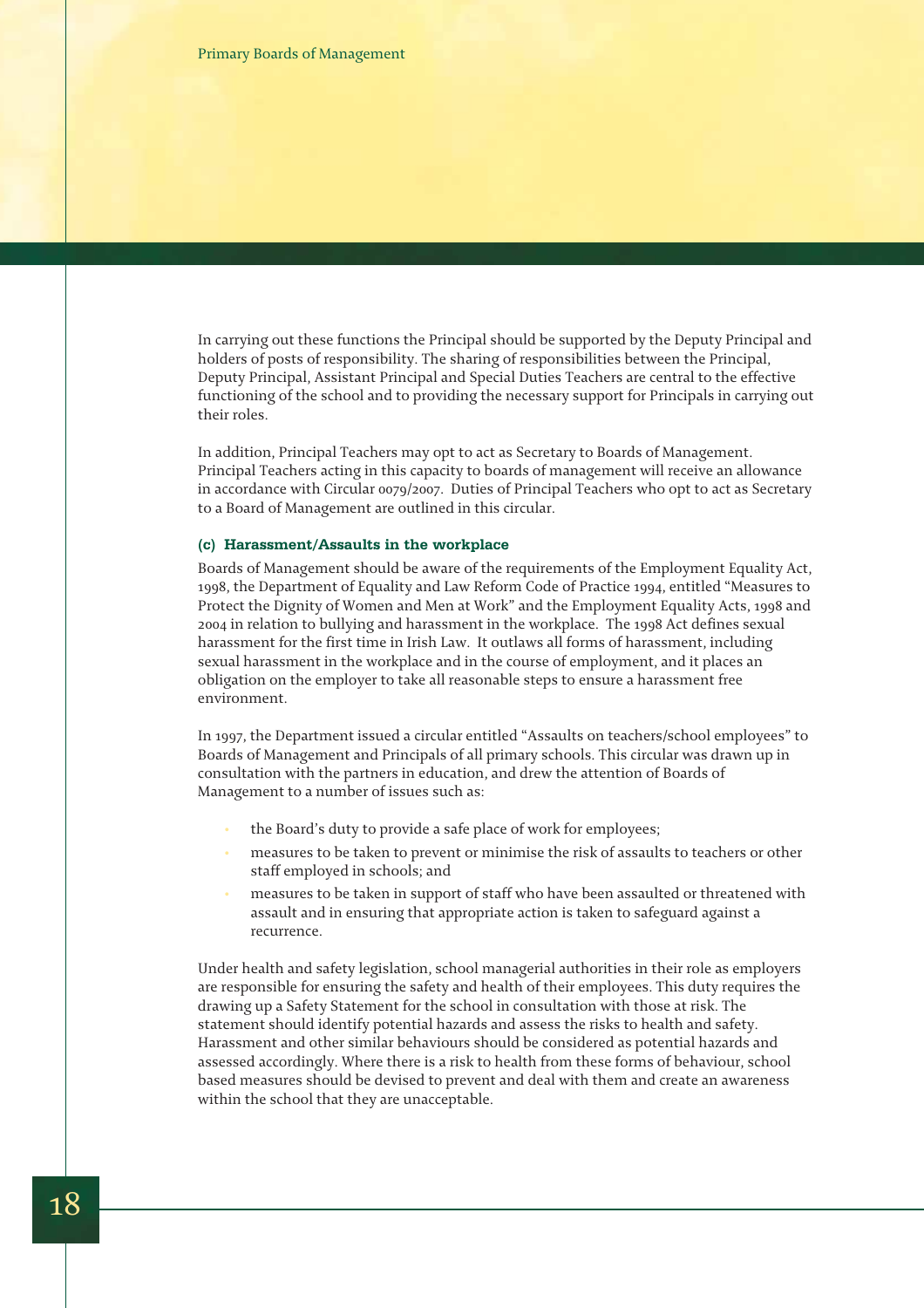In carrying out these functions the Principal should be supported by the Deputy Principal and holders of posts of responsibility. The sharing of responsibilities between the Principal, Deputy Principal, Assistant Principal and Special Duties Teachers are central to the effective functioning of the school and to providing the necessary support for Principals in carrying out their roles.

In addition, Principal Teachers may opt to act as Secretary to Boards of Management. Principal Teachers acting in this capacity to boards of management will receive an allowance in accordance with Circular 0079/2007. Duties of Principal Teachers who opt to act as Secretary to a Board of Management are outlined in this circular.

#### (c) Harassment/Assaults in the workplace

Boards of Management should be aware of the requirements of the Employment Equality Act, 1998, the Department of Equality and Law Reform Code of Practice 1994, entitled "Measures to Protect the Dignity of Women and Men at Work" and the Employment Equality Acts, 1998 and 2004 in relation to bullying and harassment in the workplace. The 1998 Act defines sexual harassment for the first time in Irish Law. It outlaws all forms of harassment, including sexual harassment in the workplace and in the course of employment, and it places an obligation on the employer to take all reasonable steps to ensure a harassment free environment.

In 1997, the Department issued a circular entitled "Assaults on teachers/school employees" to Boards of Management and Principals of all primary schools. This circular was drawn up in consultation with the partners in education, and drew the attention of Boards of Management to a number of issues such as:

- the Board's duty to provide a safe place of work for employees;
- measures to be taken to prevent or minimise the risk of assaults to teachers or other staff employed in schools; and
- measures to be taken in support of staff who have been assaulted or threatened with assault and in ensuring that appropriate action is taken to safeguard against a recurrence.

Under health and safety legislation, school managerial authorities in their role as employers are responsible for ensuring the safety and health of their employees. This duty requires the drawing up a Safety Statement for the school in consultation with those at risk. The statement should identify potential hazards and assess the risks to health and safety. Harassment and other similar behaviours should be considered as potential hazards and assessed accordingly. Where there is a risk to health from these forms of behaviour, school based measures should be devised to prevent and deal with them and create an awareness within the school that they are unacceptable.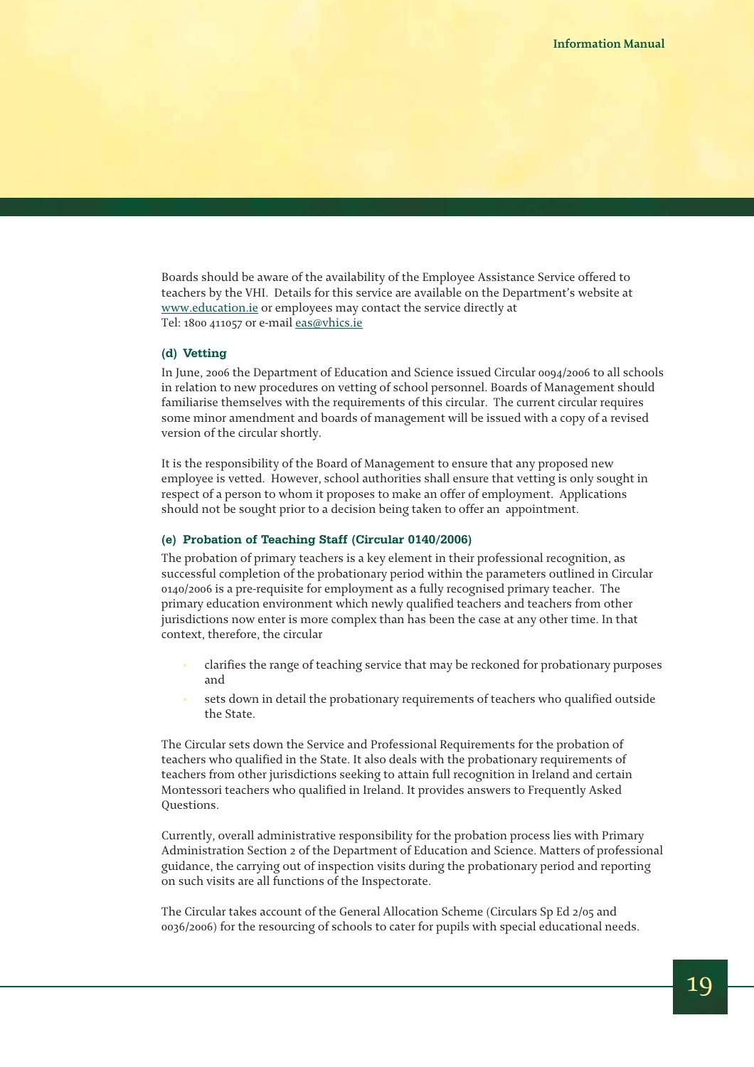Boards should be aware of the availability of the Employee Assistance Service offered to teachers by the VHI. Details for this service are available on the Department's website at www.education.ie or employees may contact the service directly at
Tel: 1800 411057 or e-mail eas@vhics.ie

#### (d) Vetting

In June, 2006 the Department of Education and Science issued Circular 0094/2006 to all schools in relation to new procedures on vetting of school personnel. Boards of Management should familiarise themselves with the requirements of this circular. The current circular requires some minor amendment and boards of management will be issued with a copy of a revised version of the circular shortly.

It is the responsibility of the Board of Management to ensure that any proposed new employee is vetted. However, school authorities shall ensure that vetting is only sought in respect of a person to whom it proposes to make an offer of employment. Applications should not be sought prior to a decision being taken to offer an appointment.

#### (e) Probation of Teaching Staff (Circular 0140/2006)

The probation of primary teachers is a key element in their professional recognition, as successful completion of the probationary period within the parameters outlined in Circular 0140/2006 is a pre-requisite for employment as a fully recognised primary teacher. The primary education environment which newly qualified teachers and teachers from other jurisdictions now enter is more complex than has been the case at any other time. In that context, therefore, the circular

- clarifies the range of teaching service that may be reckoned for probationary purposes and
- sets down in detail the probationary requirements of teachers who qualified outside the State.

The Circular sets down the Service and Professional Requirements for the probation of teachers who qualified in the State. It also deals with the probationary requirements of teachers from other jurisdictions seeking to attain full recognition in Ireland and certain Montessori teachers who qualified in Ireland. It provides answers to Frequently Asked Questions.

Currently, overall administrative responsibility for the probation process lies with Primary Administration Section 2 of the Department of Education and Science. Matters of professional guidance, the carrying out of inspection visits during the probationary period and reporting on such visits are all functions of the Inspectorate.

The Circular takes account of the General Allocation Scheme (Circulars Sp Ed 2/05 and 0036/2006) for the resourcing of schools to cater for pupils with special educational needs.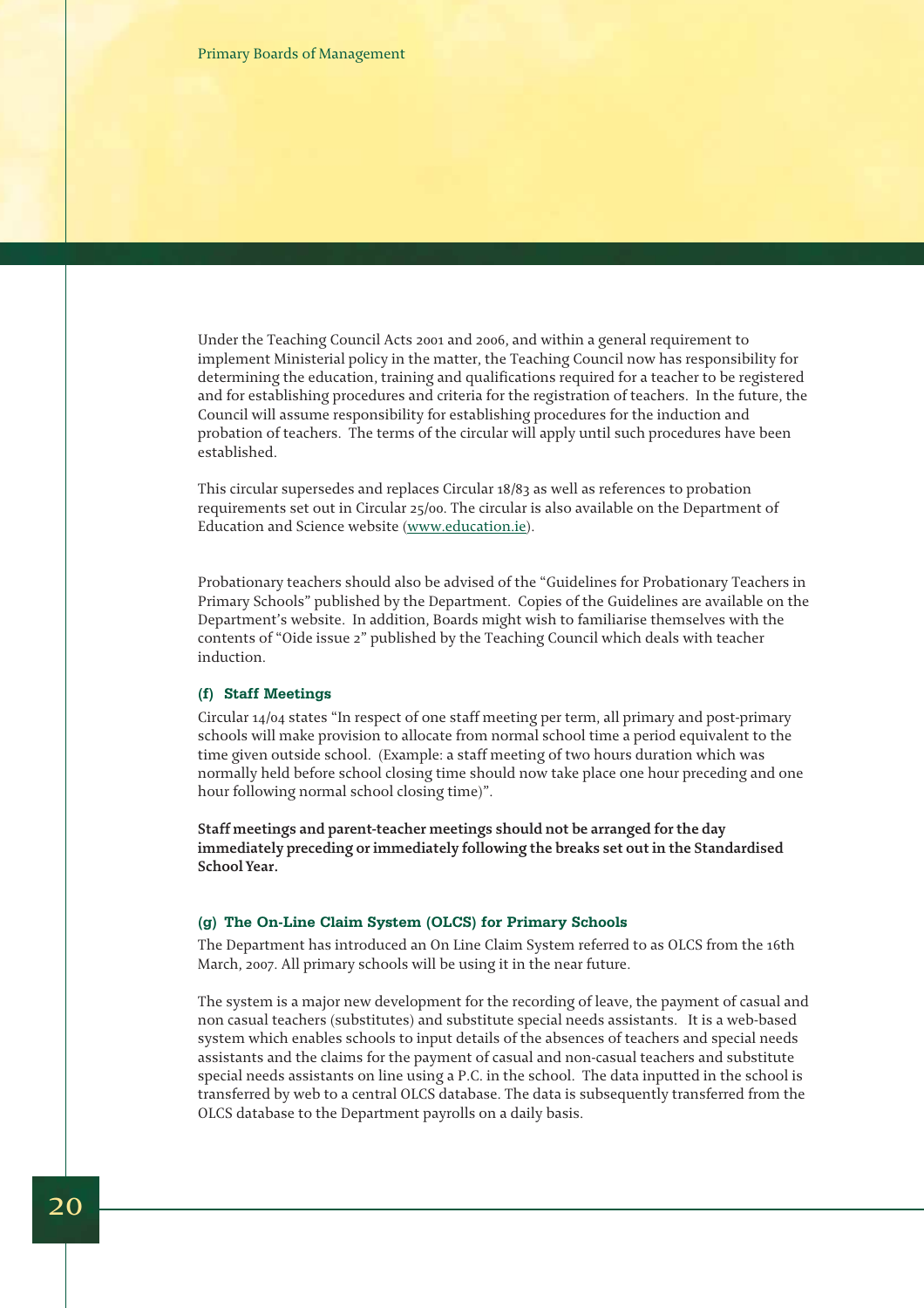Under the Teaching Council Acts 2001 and 2006, and within a general requirement to implement Ministerial policy in the matter, the Teaching Council now has responsibility for determining the education, training and qualifications required for a teacher to be registered and for establishing procedures and criteria for the registration of teachers. In the future, the Council will assume responsibility for establishing procedures for the induction and probation of teachers. The terms of the circular will apply until such procedures have been established.

This circular supersedes and replaces Circular 18/83 as well as references to probation requirements set out in Circular 25/00. The circular is also available on the Department of Education and Science website (www.education.ie).

Probationary teachers should also be advised of the "Guidelines for Probationary Teachers in Primary Schools" published by the Department. Copies of the Guidelines are available on the Department's website. In addition, Boards might wish to familiarise themselves with the contents of "Oide issue 2" published by the Teaching Council which deals with teacher induction.

#### (f) Staff Meetings

Circular 14/04 states "In respect of one staff meeting per term, all primary and post-primary schools will make provision to allocate from normal school time a period equivalent to the time given outside school. (Example: a staff meeting of two hours duration which was normally held before school closing time should now take place one hour preceding and one hour following normal school closing time)".

**Staff meetings and parent-teacher meetings should not be arranged for the day immediately preceding or immediately following the breaks set out in the Standardised School Year.**

#### (g) The On-Line Claim System (OLCS) for Primary Schools

The Department has introduced an On Line Claim System referred to as OLCS from the 16th March, 2007. All primary schools will be using it in the near future.

The system is a major new development for the recording of leave, the payment of casual and non casual teachers (substitutes) and substitute special needs assistants. It is a web-based system which enables schools to input details of the absences of teachers and special needs assistants and the claims for the payment of casual and non-casual teachers and substitute special needs assistants on line using a P.C. in the school. The data inputted in the school is transferred by web to a central OLCS database. The data is subsequently transferred from the OLCS database to the Department payrolls on a daily basis.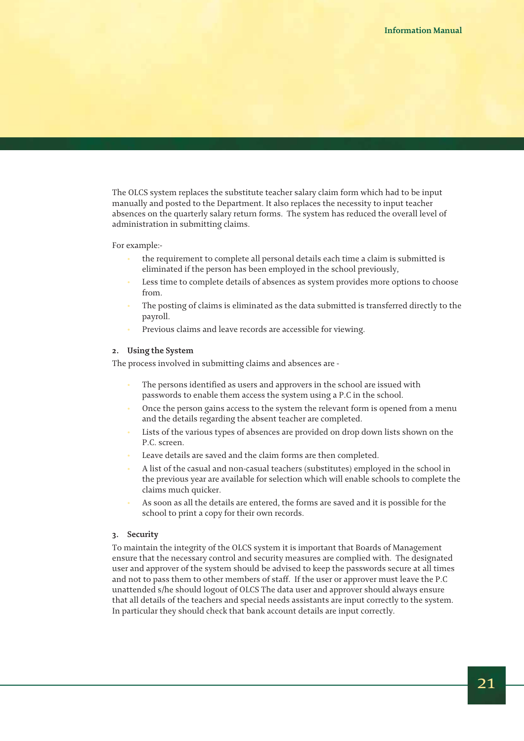The OLCS system replaces the substitute teacher salary claim form which had to be input manually and posted to the Department. It also replaces the necessity to input teacher absences on the quarterly salary return forms. The system has reduced the overall level of administration in submitting claims.

For example:-

- the requirement to complete all personal details each time a claim is submitted is eliminated if the person has been employed in the school previously,
- Less time to complete details of absences as system provides more options to choose from.
- The posting of claims is eliminated as the data submitted is transferred directly to the payroll.
- Previous claims and leave records are accessible for viewing.

### 2. Using the System

The process involved in submitting claims and absences are -

- The persons identified as users and approvers in the school are issued with passwords to enable them access the system using a P.C in the school.
- Once the person gains access to the system the relevant form is opened from a menu and the details regarding the absent teacher are completed.
- Lists of the various types of absences are provided on drop down lists shown on the P.C. screen.
- Leave details are saved and the claim forms are then completed.
- A list of the casual and non-casual teachers (substitutes) employed in the school in the previous year are available for selection which will enable schools to complete the claims much quicker.
- As soon as all the details are entered, the forms are saved and it is possible for the school to print a copy for their own records.

### 3. Security

To maintain the integrity of the OLCS system it is important that Boards of Management ensure that the necessary control and security measures are complied with. The designated user and approver of the system should be advised to keep the passwords secure at all times and not to pass them to other members of staff. If the user or approver must leave the P.C unattended s/he should logout of OLCS The data user and approver should always ensure that all details of the teachers and special needs assistants are input correctly to the system. In particular they should check that bank account details are input correctly.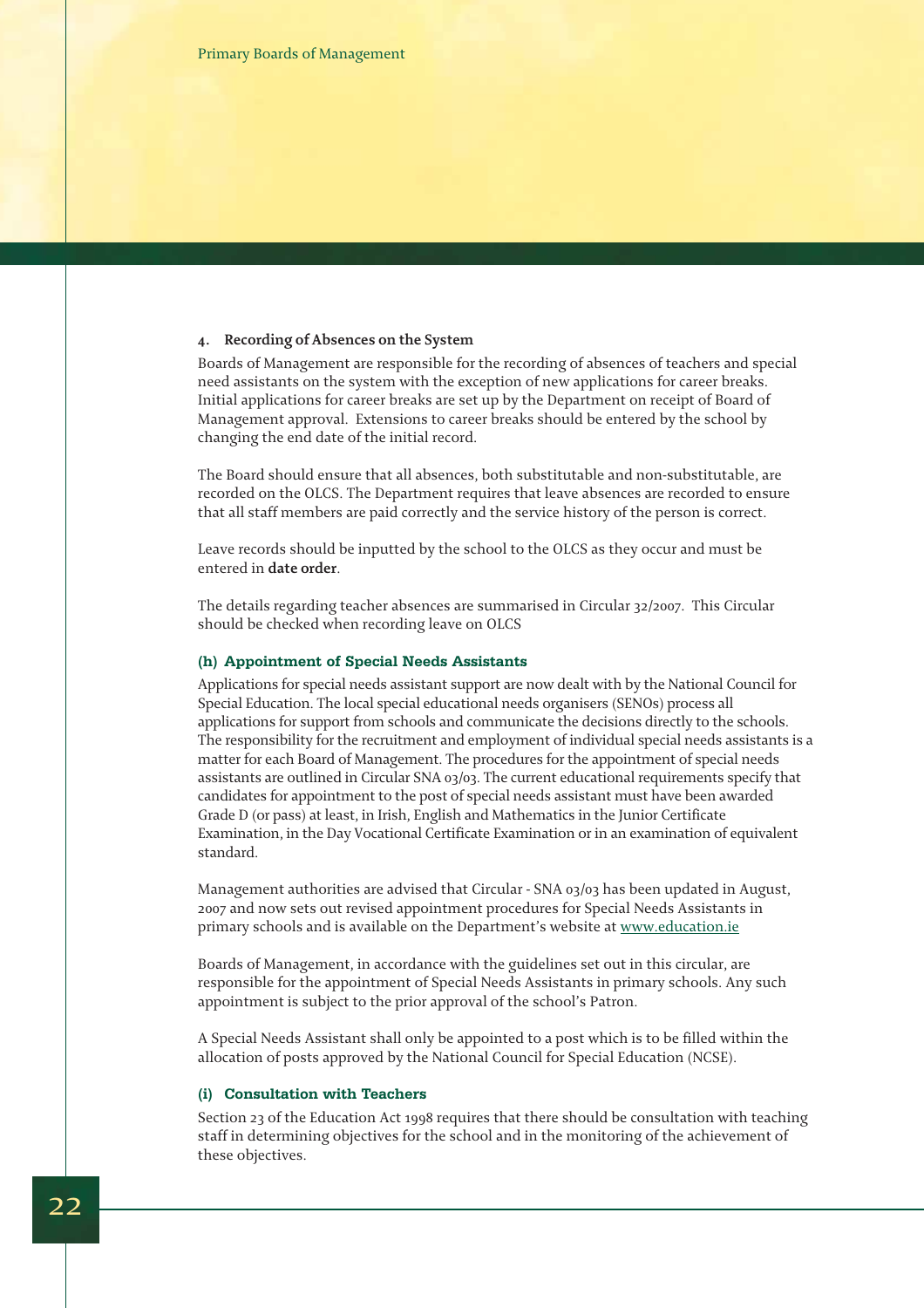#### 4. Recording of Absences on the System

Boards of Management are responsible for the recording of absences of teachers and special need assistants on the system with the exception of new applications for career breaks. Initial applications for career breaks are set up by the Department on receipt of Board of Management approval. Extensions to career breaks should be entered by the school by changing the end date of the initial record.

The Board should ensure that all absences, both substitutable and non-substitutable, are recorded on the OLCS. The Department requires that leave absences are recorded to ensure that all staff members are paid correctly and the service history of the person is correct.

Leave records should be inputted by the school to the OLCS as they occur and must be entered in **date order**.

The details regarding teacher absences are summarised in Circular 32/2007. This Circular should be checked when recording leave on OLCS

### (h) Appointment of Special Needs Assistants

Applications for special needs assistant support are now dealt with by the National Council for Special Education. The local special educational needs organisers (SENOs) process all applications for support from schools and communicate the decisions directly to the schools. The responsibility for the recruitment and employment of individual special needs assistants is a matter for each Board of Management. The procedures for the appointment of special needs assistants are outlined in Circular SNA 03/03. The current educational requirements specify that candidates for appointment to the post of special needs assistant must have been awarded Grade D (or pass) at least, in Irish, English and Mathematics in the Junior Certificate Examination, in the Day Vocational Certificate Examination or in an examination of equivalent standard.

Management authorities are advised that Circular - SNA 03/03 has been updated in August, 2007 and now sets out revised appointment procedures for Special Needs Assistants in primary schools and is available on the Department's website at www.education.ie

Boards of Management, in accordance with the guidelines set out in this circular, are responsible for the appointment of Special Needs Assistants in primary schools. Any such appointment is subject to the prior approval of the school's Patron.

A Special Needs Assistant shall only be appointed to a post which is to be filled within the allocation of posts approved by the National Council for Special Education (NCSE).

### (i) Consultation with Teachers

Section 23 of the Education Act 1998 requires that there should be consultation with teaching staff in determining objectives for the school and in the monitoring of the achievement of these objectives.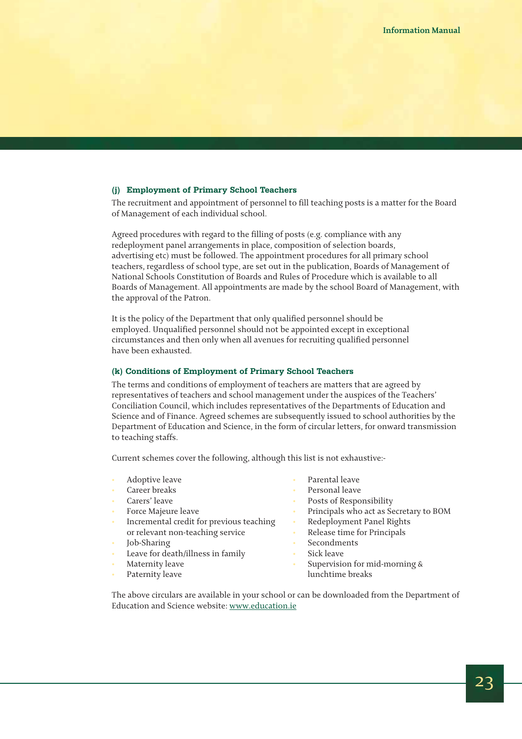### (j) Employment of Primary School Teachers

The recruitment and appointment of personnel to fill teaching posts is a matter for the Board of Management of each individual school.

Agreed procedures with regard to the filling of posts (e.g. compliance with any redeployment panel arrangements in place, composition of selection boards, advertising etc) must be followed. The appointment procedures for all primary school teachers, regardless of school type, are set out in the publication, Boards of Management of National Schools Constitution of Boards and Rules of Procedure which is available to all Boards of Management. All appointments are made by the school Board of Management, with the approval of the Patron.

It is the policy of the Department that only qualified personnel should be employed. Unqualified personnel should not be appointed except in exceptional circumstances and then only when all avenues for recruiting qualified personnel have been exhausted.

### (k) Conditions of Employment of Primary School Teachers

The terms and conditions of employment of teachers are matters that are agreed by representatives of teachers and school management under the auspices of the Teachers' Conciliation Council, which includes representatives of the Departments of Education and Science and of Finance. Agreed schemes are subsequently issued to school authorities by the Department of Education and Science, in the form of circular letters, for onward transmission to teaching staffs.

Current schemes cover the following, although this list is not exhaustive:-

- Adoptive leave
- Career breaks
- Carers' leave
- Force Majeure leave
- Incremental credit for previous teaching or relevant non-teaching service
- Job-Sharing
- Leave for death/illness in family
- Maternity leave
- Paternity leave
- Parental leave
- Personal leave
- Posts of Responsibility
- Principals who act as Secretary to BOM
- Redeployment Panel Rights
- Release time for Principals
- Secondments
- Sick leave
- Supervision for mid-morning & lunchtime breaks

The above circulars are available in your school or can be downloaded from the Department of Education and Science website: www.education.ie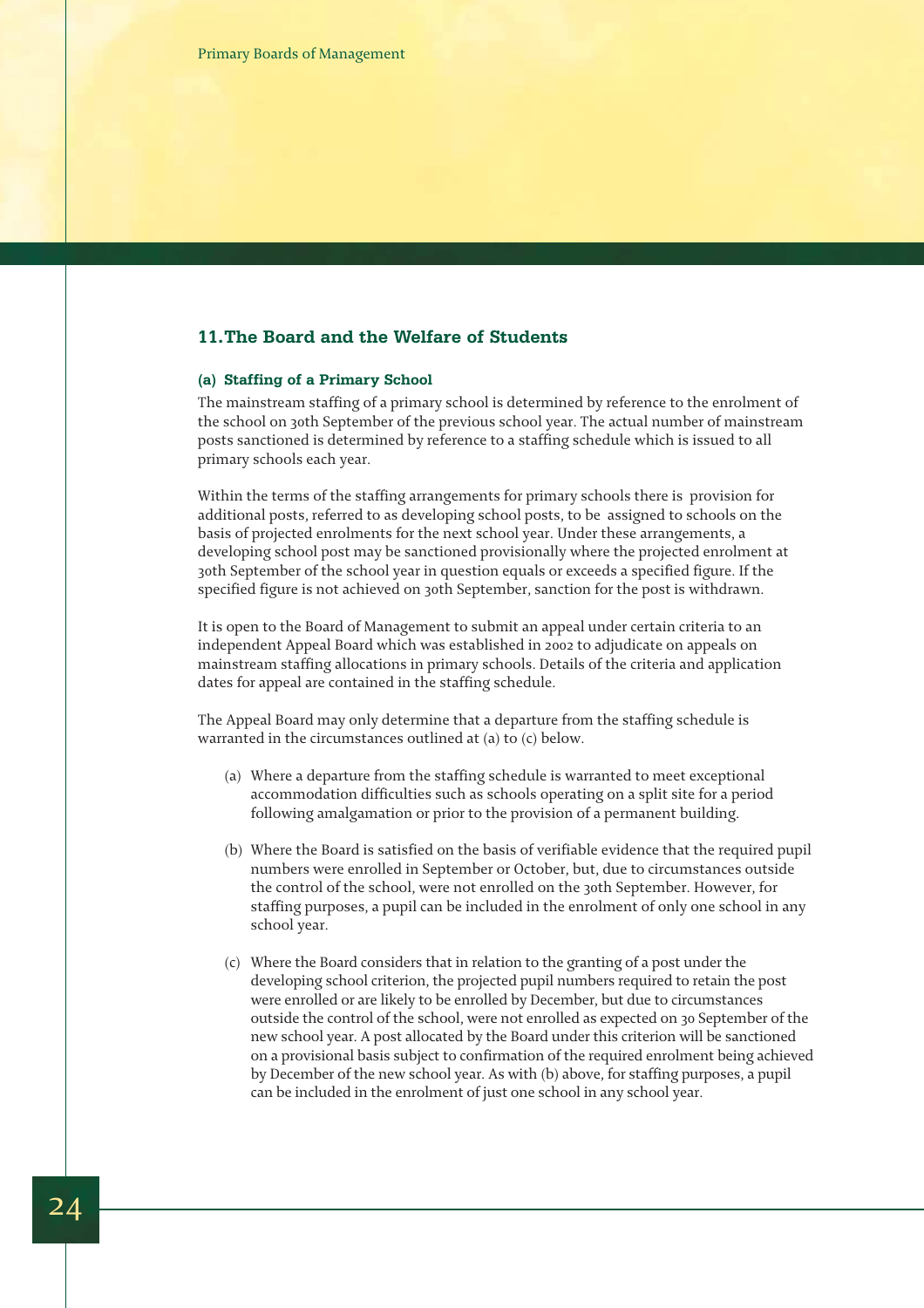## 11. The Board and the Welfare of Students

### (a) Staffing of a Primary School

The mainstream staffing of a primary school is determined by reference to the enrolment of the school on 30th September of the previous school year. The actual number of mainstream posts sanctioned is determined by reference to a staffing schedule which is issued to all primary schools each year.

Within the terms of the staffing arrangements for primary schools there is provision for additional posts, referred to as developing school posts, to be assigned to schools on the basis of projected enrolments for the next school year. Under these arrangements, a developing school post may be sanctioned provisionally where the projected enrolment at 30th September of the school year in question equals or exceeds a specified figure. If the specified figure is not achieved on 30th September, sanction for the post is withdrawn.

It is open to the Board of Management to submit an appeal under certain criteria to an independent Appeal Board which was established in 2002 to adjudicate on appeals on mainstream staffing allocations in primary schools. Details of the criteria and application dates for appeal are contained in the staffing schedule.

The Appeal Board may only determine that a departure from the staffing schedule is warranted in the circumstances outlined at (a) to (c) below.

(a) Where a departure from the staffing schedule is warranted to meet exceptional accommodation difficulties such as schools operating on a split site for a period following amalgamation or prior to the provision of a permanent building.

(b) Where the Board is satisfied on the basis of verifiable evidence that the required pupil numbers were enrolled in September or October, but, due to circumstances outside the control of the school, were not enrolled on the 30th September. However, for staffing purposes, a pupil can be included in the enrolment of only one school in any school year.

(c) Where the Board considers that in relation to the granting of a post under the developing school criterion, the projected pupil numbers required to retain the post were enrolled or are likely to be enrolled by December, but due to circumstances outside the control of the school, were not enrolled as expected on 30 September of the new school year. A post allocated by the Board under this criterion will be sanctioned on a provisional basis subject to confirmation of the required enrolment being achieved by December of the new school year. As with (b) above, for staffing purposes, a pupil can be included in the enrolment of just one school in any school year.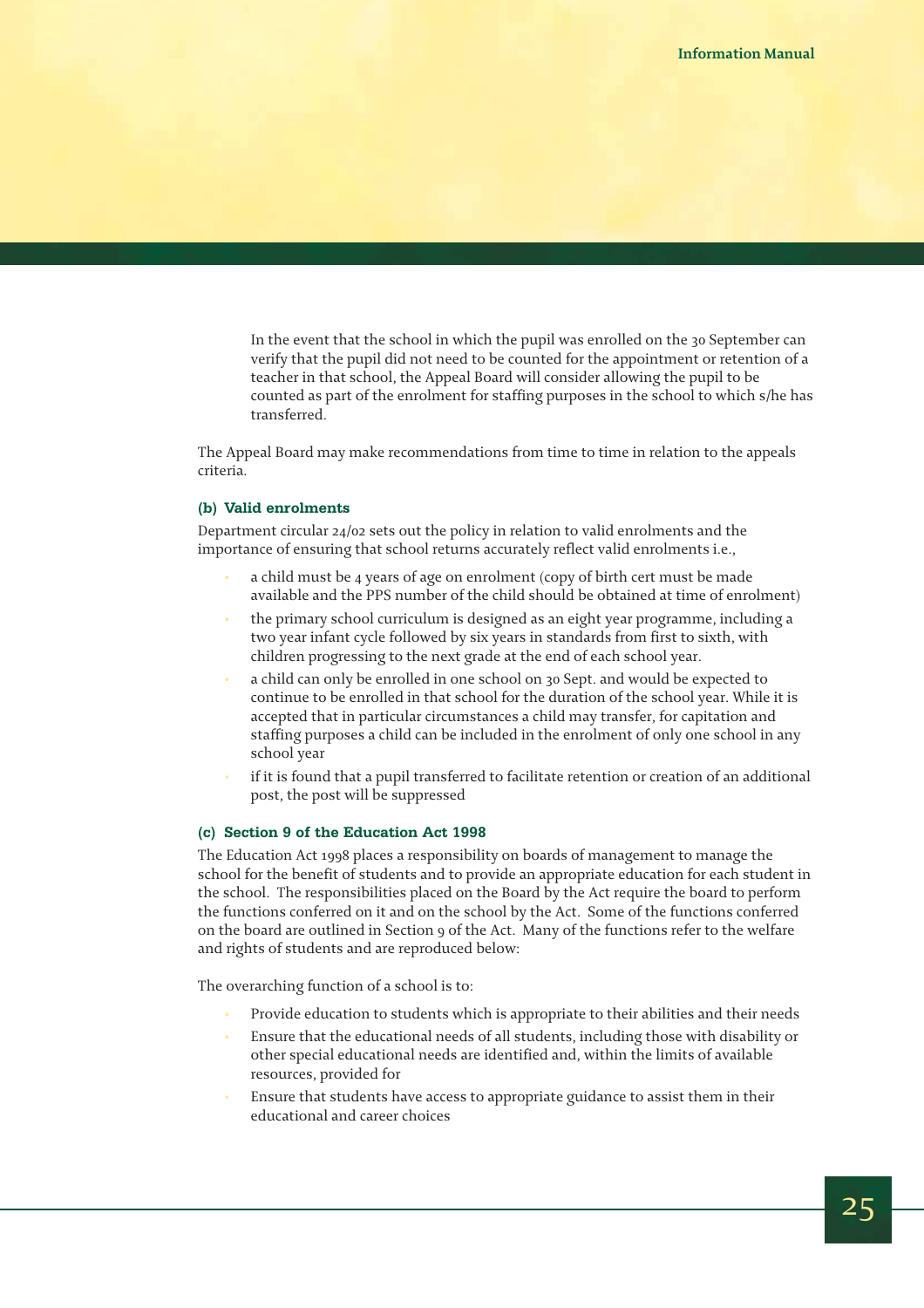In the event that the school in which the pupil was enrolled on the 30 September can verify that the pupil did not need to be counted for the appointment or retention of a teacher in that school, the Appeal Board will consider allowing the pupil to be counted as part of the enrolment for staffing purposes in the school to which s/he has transferred.

The Appeal Board may make recommendations from time to time in relation to the appeals criteria.

#### (b) Valid enrolments

Department circular 24/02 sets out the policy in relation to valid enrolments and the importance of ensuring that school returns accurately reflect valid enrolments i.e.,

- a child must be 4 years of age on enrolment (copy of birth cert must be made available and the PPS number of the child should be obtained at time of enrolment)
- the primary school curriculum is designed as an eight year programme, including a two year infant cycle followed by six years in standards from first to sixth, with children progressing to the next grade at the end of each school year.
- a child can only be enrolled in one school on 30 Sept. and would be expected to continue to be enrolled in that school for the duration of the school year. While it is accepted that in particular circumstances a child may transfer, for capitation and staffing purposes a child can be included in the enrolment of only one school in any school year
- if it is found that a pupil transferred to facilitate retention or creation of an additional post, the post will be suppressed

#### (c) Section 9 of the Education Act 1998

The Education Act 1998 places a responsibility on boards of management to manage the school for the benefit of students and to provide an appropriate education for each student in the school. The responsibilities placed on the Board by the Act require the board to perform the functions conferred on it and on the school by the Act. Some of the functions conferred on the board are outlined in Section 9 of the Act. Many of the functions refer to the welfare and rights of students and are reproduced below:

The overarching function of a school is to:

- Provide education to students which is appropriate to their abilities and their needs
- Ensure that the educational needs of all students, including those with disability or other special educational needs are identified and, within the limits of available resources, provided for
- Ensure that students have access to appropriate guidance to assist them in their educational and career choices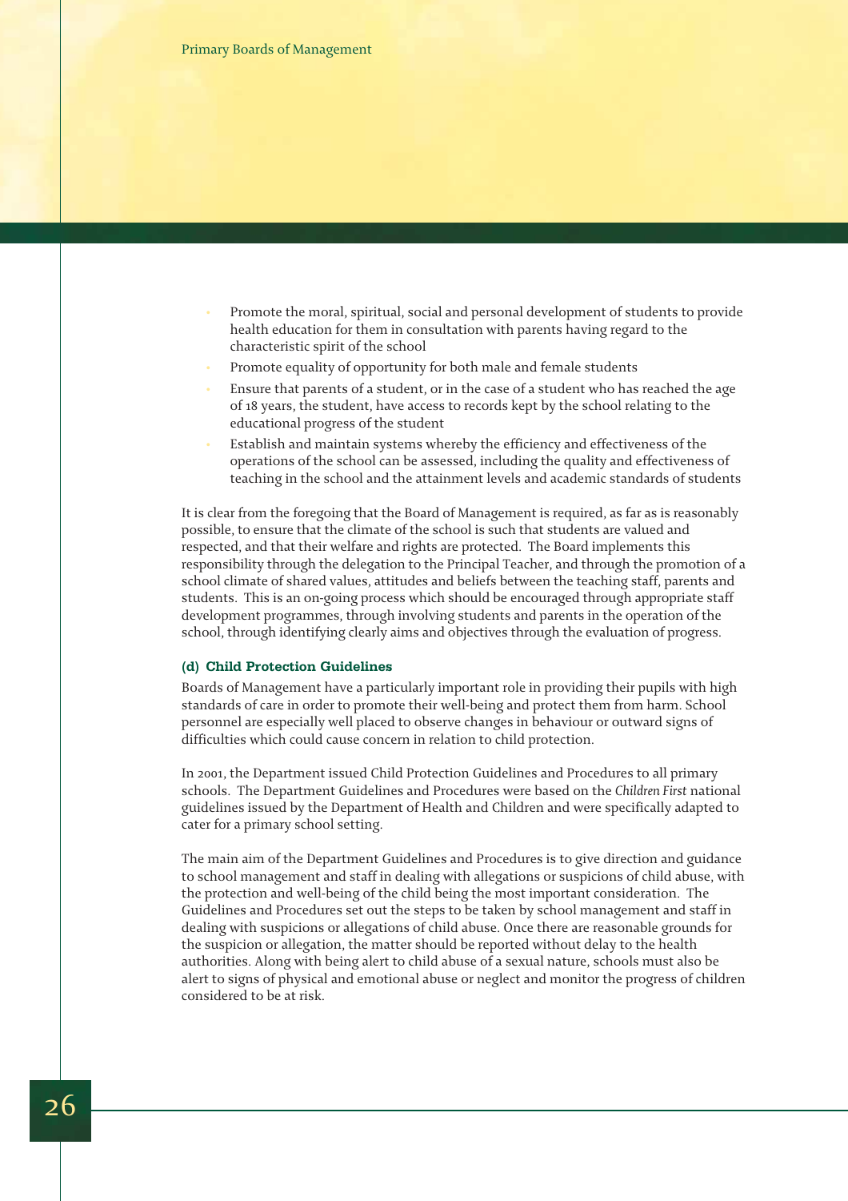- Promote the moral, spiritual, social and personal development of students to provide health education for them in consultation with parents having regard to the characteristic spirit of the school
- Promote equality of opportunity for both male and female students
- Ensure that parents of a student, or in the case of a student who has reached the age of 18 years, the student, have access to records kept by the school relating to the educational progress of the student
- Establish and maintain systems whereby the efficiency and effectiveness of the operations of the school can be assessed, including the quality and effectiveness of teaching in the school and the attainment levels and academic standards of students

It is clear from the foregoing that the Board of Management is required, as far as is reasonably possible, to ensure that the climate of the school is such that students are valued and respected, and that their welfare and rights are protected. The Board implements this responsibility through the delegation to the Principal Teacher, and through the promotion of a school climate of shared values, attitudes and beliefs between the teaching staff, parents and students. This is an on-going process which should be encouraged through appropriate staff development programmes, through involving students and parents in the operation of the school, through identifying clearly aims and objectives through the evaluation of progress.

### (d) Child Protection Guidelines

Boards of Management have a particularly important role in providing their pupils with high standards of care in order to promote their well-being and protect them from harm. School personnel are especially well placed to observe changes in behaviour or outward signs of difficulties which could cause concern in relation to child protection.

In 2001, the Department issued Child Protection Guidelines and Procedures to all primary schools. The Department Guidelines and Procedures were based on the *Children First* national guidelines issued by the Department of Health and Children and were specifically adapted to cater for a primary school setting.

The main aim of the Department Guidelines and Procedures is to give direction and guidance to school management and staff in dealing with allegations or suspicions of child abuse, with the protection and well-being of the child being the most important consideration. The Guidelines and Procedures set out the steps to be taken by school management and staff in dealing with suspicions or allegations of child abuse. Once there are reasonable grounds for the suspicion or allegation, the matter should be reported without delay to the health authorities. Along with being alert to child abuse of a sexual nature, schools must also be alert to signs of physical and emotional abuse or neglect and monitor the progress of children considered to be at risk.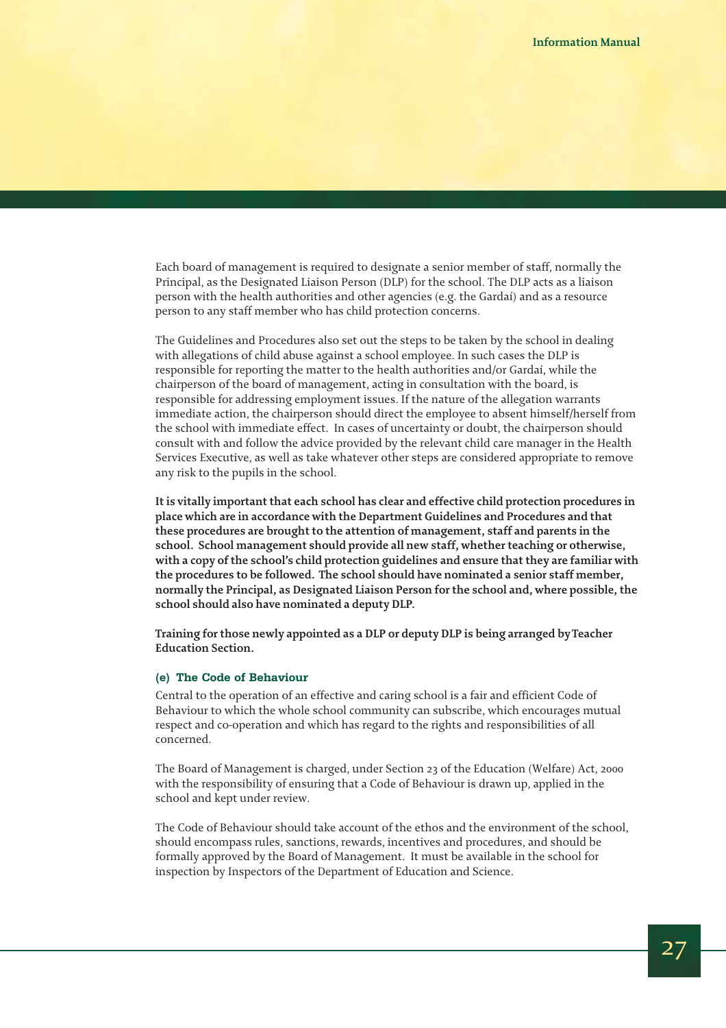Each board of management is required to designate a senior member of staff, normally the Principal, as the Designated Liaison Person (DLP) for the school. The DLP acts as a liaison person with the health authorities and other agencies (e.g. the Gardaí) and as a resource person to any staff member who has child protection concerns.

The Guidelines and Procedures also set out the steps to be taken by the school in dealing with allegations of child abuse against a school employee. In such cases the DLP is responsible for reporting the matter to the health authorities and/or Gardaí, while the chairperson of the board of management, acting in consultation with the board, is responsible for addressing employment issues. If the nature of the allegation warrants immediate action, the chairperson should direct the employee to absent himself/herself from the school with immediate effect. In cases of uncertainty or doubt, the chairperson should consult with and follow the advice provided by the relevant child care manager in the Health Services Executive, as well as take whatever other steps are considered appropriate to remove any risk to the pupils in the school.

**It is vitally important that each school has clear and effective child protection procedures in place which are in accordance with the Department Guidelines and Procedures and that these procedures are brought to the attention of management, staff and parents in the school. School management should provide all new staff, whether teaching or otherwise, with a copy of the school's child protection guidelines and ensure that they are familiar with the procedures to be followed. The school should have nominated a senior staff member, normally the Principal, as Designated Liaison Person for the school and, where possible, the school should also have nominated a deputy DLP.**

**Training for those newly appointed as a DLP or deputy DLP is being arranged by Teacher Education Section.**

### (e) The Code of Behaviour

Central to the operation of an effective and caring school is a fair and efficient Code of Behaviour to which the whole school community can subscribe, which encourages mutual respect and co-operation and which has regard to the rights and responsibilities of all concerned.

The Board of Management is charged, under Section 23 of the Education (Welfare) Act, 2000 with the responsibility of ensuring that a Code of Behaviour is drawn up, applied in the school and kept under review.

The Code of Behaviour should take account of the ethos and the environment of the school, should encompass rules, sanctions, rewards, incentives and procedures, and should be formally approved by the Board of Management. It must be available in the school for inspection by Inspectors of the Department of Education and Science.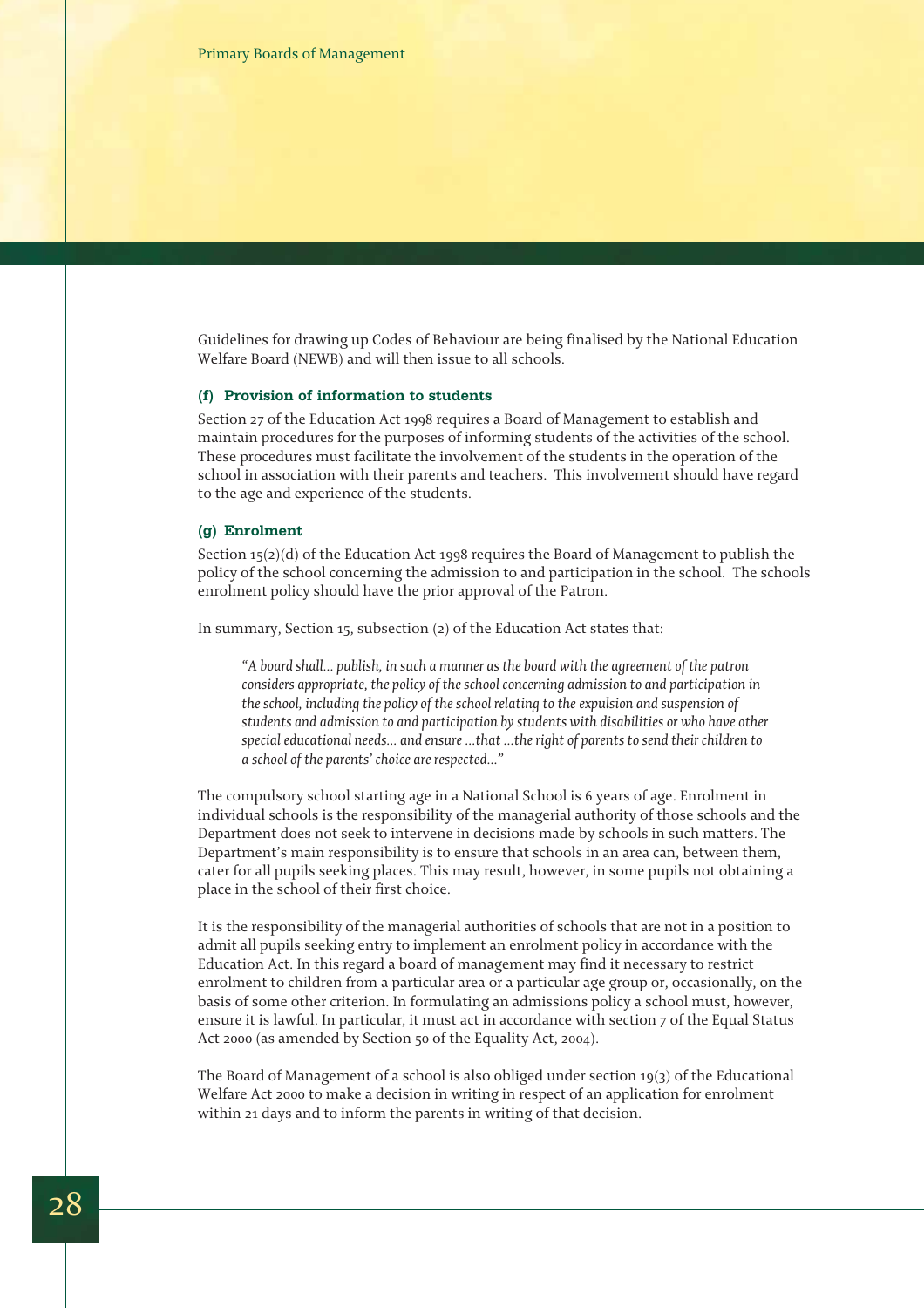Guidelines for drawing up Codes of Behaviour are being finalised by the National Education Welfare Board (NEWB) and will then issue to all schools.

#### (f) Provision of information to students

Section 27 of the Education Act 1998 requires a Board of Management to establish and maintain procedures for the purposes of informing students of the activities of the school. These procedures must facilitate the involvement of the students in the operation of the school in association with their parents and teachers. This involvement should have regard to the age and experience of the students.

#### (g) Enrolment

Section 15(2)(d) of the Education Act 1998 requires the Board of Management to publish the policy of the school concerning the admission to and participation in the school. The schools enrolment policy should have the prior approval of the Patron.

In summary, Section 15, subsection (2) of the Education Act states that:

> *"A board shall... publish, in such a manner as the board with the agreement of the patron considers appropriate, the policy of the school concerning admission to and participation in the school, including the policy of the school relating to the expulsion and suspension of students and admission to and participation by students with disabilities or who have other special educational needs... and ensure ...that ...the right of parents to send their children to a school of the parents' choice are respected..."*

The compulsory school starting age in a National School is 6 years of age. Enrolment in individual schools is the responsibility of the managerial authority of those schools and the Department does not seek to intervene in decisions made by schools in such matters. The Department's main responsibility is to ensure that schools in an area can, between them, cater for all pupils seeking places. This may result, however, in some pupils not obtaining a place in the school of their first choice.

It is the responsibility of the managerial authorities of schools that are not in a position to admit all pupils seeking entry to implement an enrolment policy in accordance with the Education Act. In this regard a board of management may find it necessary to restrict enrolment to children from a particular area or a particular age group or, occasionally, on the basis of some other criterion. In formulating an admissions policy a school must, however, ensure it is lawful. In particular, it must act in accordance with section 7 of the Equal Status Act 2000 (as amended by Section 50 of the Equality Act, 2004).

The Board of Management of a school is also obliged under section 19(3) of the Educational Welfare Act 2000 to make a decision in writing in respect of an application for enrolment within 21 days and to inform the parents in writing of that decision.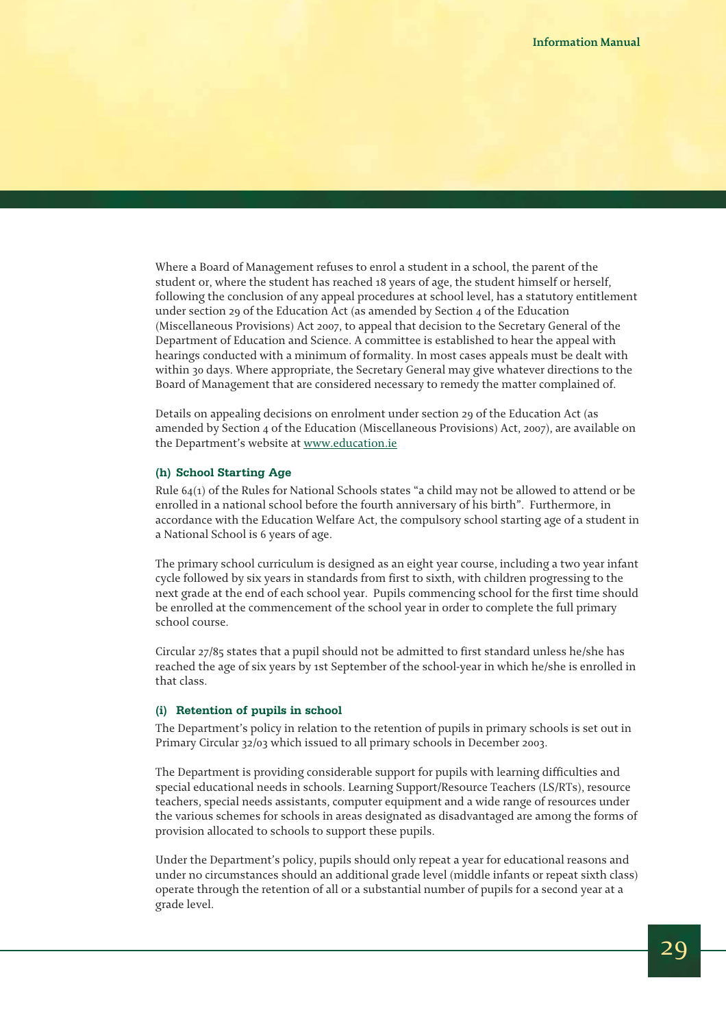Where a Board of Management refuses to enrol a student in a school, the parent of the student or, where the student has reached 18 years of age, the student himself or herself, following the conclusion of any appeal procedures at school level, has a statutory entitlement under section 29 of the Education Act (as amended by Section 4 of the Education (Miscellaneous Provisions) Act 2007, to appeal that decision to the Secretary General of the Department of Education and Science. A committee is established to hear the appeal with hearings conducted with a minimum of formality. In most cases appeals must be dealt with within 30 days. Where appropriate, the Secretary General may give whatever directions to the Board of Management that are considered necessary to remedy the matter complained of.

Details on appealing decisions on enrolment under section 29 of the Education Act (as amended by Section 4 of the Education (Miscellaneous Provisions) Act, 2007), are available on the Department's website at www.education.ie

#### (h) School Starting Age

Rule 64(1) of the Rules for National Schools states "a child may not be allowed to attend or be enrolled in a national school before the fourth anniversary of his birth". Furthermore, in accordance with the Education Welfare Act, the compulsory school starting age of a student in a National School is 6 years of age.

The primary school curriculum is designed as an eight year course, including a two year infant cycle followed by six years in standards from first to sixth, with children progressing to the next grade at the end of each school year. Pupils commencing school for the first time should be enrolled at the commencement of the school year in order to complete the full primary school course.

Circular 27/85 states that a pupil should not be admitted to first standard unless he/she has reached the age of six years by 1st September of the school-year in which he/she is enrolled in that class.

#### (i) Retention of pupils in school

The Department's policy in relation to the retention of pupils in primary schools is set out in Primary Circular 32/03 which issued to all primary schools in December 2003.

The Department is providing considerable support for pupils with learning difficulties and special educational needs in schools. Learning Support/Resource Teachers (LS/RTs), resource teachers, special needs assistants, computer equipment and a wide range of resources under the various schemes for schools in areas designated as disadvantaged are among the forms of provision allocated to schools to support these pupils.

Under the Department's policy, pupils should only repeat a year for educational reasons and under no circumstances should an additional grade level (middle infants or repeat sixth class) operate through the retention of all or a substantial number of pupils for a second year at a grade level.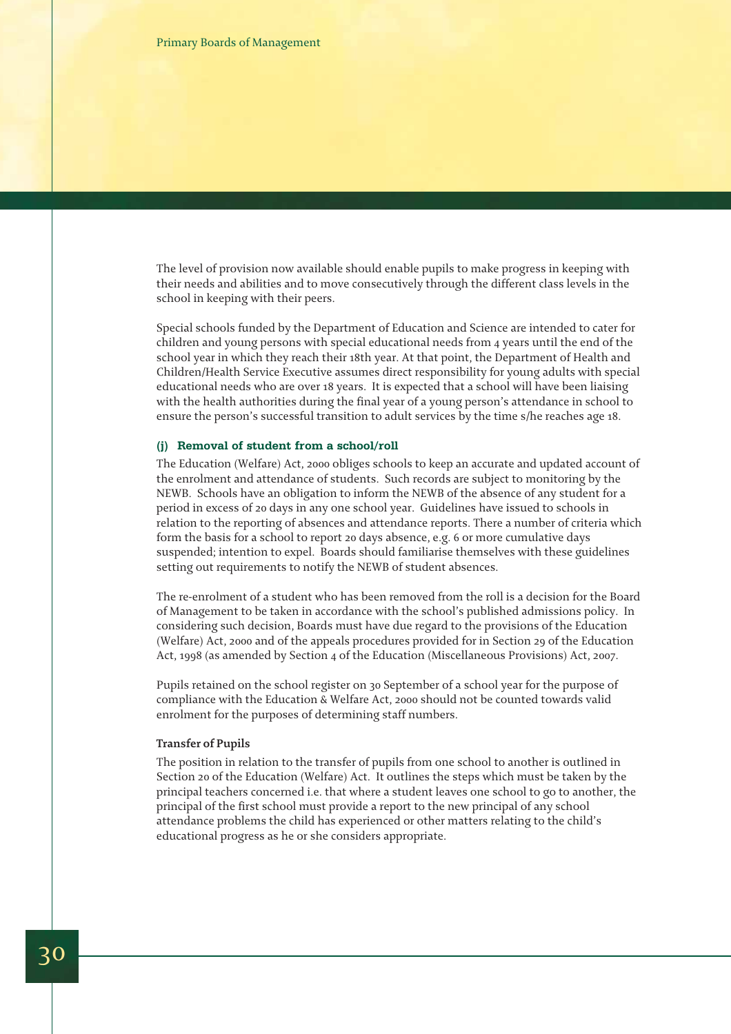The level of provision now available should enable pupils to make progress in keeping with their needs and abilities and to move consecutively through the different class levels in the school in keeping with their peers.

Special schools funded by the Department of Education and Science are intended to cater for children and young persons with special educational needs from 4 years until the end of the school year in which they reach their 18th year. At that point, the Department of Health and Children/Health Service Executive assumes direct responsibility for young adults with special educational needs who are over 18 years. It is expected that a school will have been liaising with the health authorities during the final year of a young person's attendance in school to ensure the person's successful transition to adult services by the time s/he reaches age 18.

#### (j) Removal of student from a school/roll

The Education (Welfare) Act, 2000 obliges schools to keep an accurate and updated account of the enrolment and attendance of students. Such records are subject to monitoring by the NEWB. Schools have an obligation to inform the NEWB of the absence of any student for a period in excess of 20 days in any one school year. Guidelines have issued to schools in relation to the reporting of absences and attendance reports. There a number of criteria which form the basis for a school to report 20 days absence, e.g. 6 or more cumulative days suspended; intention to expel. Boards should familiarise themselves with these guidelines setting out requirements to notify the NEWB of student absences.

The re-enrolment of a student who has been removed from the roll is a decision for the Board of Management to be taken in accordance with the school's published admissions policy. In considering such decision, Boards must have due regard to the provisions of the Education (Welfare) Act, 2000 and of the appeals procedures provided for in Section 29 of the Education Act, 1998 (as amended by Section 4 of the Education (Miscellaneous Provisions) Act, 2007.

Pupils retained on the school register on 30 September of a school year for the purpose of compliance with the Education & Welfare Act, 2000 should not be counted towards valid enrolment for the purposes of determining staff numbers.

**Transfer of Pupils**

The position in relation to the transfer of pupils from one school to another is outlined in Section 20 of the Education (Welfare) Act. It outlines the steps which must be taken by the principal teachers concerned i.e. that where a student leaves one school to go to another, the principal of the first school must provide a report to the new principal of any school attendance problems the child has experienced or other matters relating to the child's educational progress as he or she considers appropriate.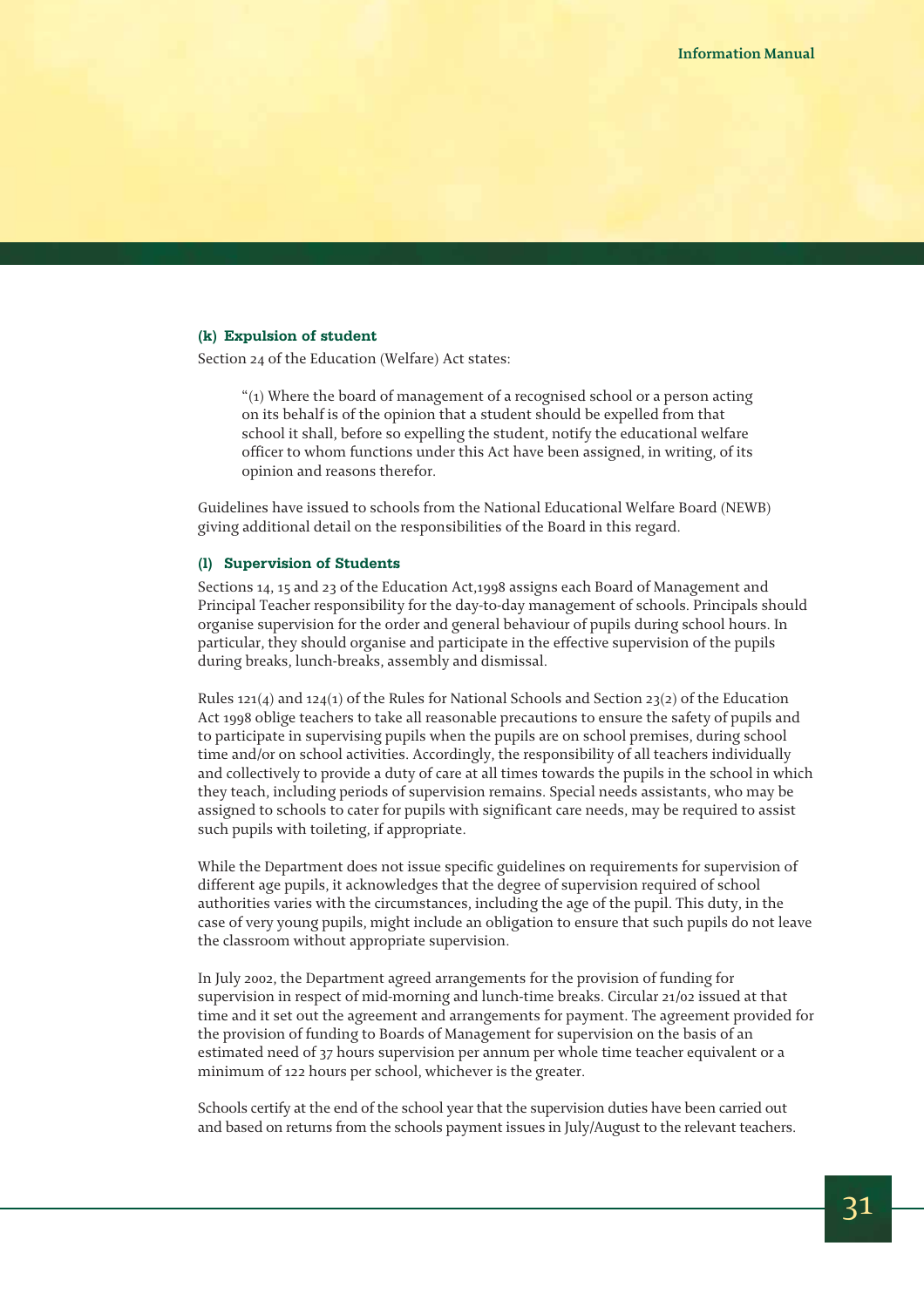### (k) Expulsion of student

Section 24 of the Education (Welfare) Act states:

> "(1) Where the board of management of a recognised school or a person acting on its behalf is of the opinion that a student should be expelled from that school it shall, before so expelling the student, notify the educational welfare officer to whom functions under this Act have been assigned, in writing, of its opinion and reasons therefor.

Guidelines have issued to schools from the National Educational Welfare Board (NEWB) giving additional detail on the responsibilities of the Board in this regard.

### (l) Supervision of Students

Sections 14, 15 and 23 of the Education Act,1998 assigns each Board of Management and Principal Teacher responsibility for the day-to-day management of schools. Principals should organise supervision for the order and general behaviour of pupils during school hours. In particular, they should organise and participate in the effective supervision of the pupils during breaks, lunch-breaks, assembly and dismissal.

Rules 121(4) and 124(1) of the Rules for National Schools and Section 23(2) of the Education Act 1998 oblige teachers to take all reasonable precautions to ensure the safety of pupils and to participate in supervising pupils when the pupils are on school premises, during school time and/or on school activities. Accordingly, the responsibility of all teachers individually and collectively to provide a duty of care at all times towards the pupils in the school in which they teach, including periods of supervision remains. Special needs assistants, who may be assigned to schools to cater for pupils with significant care needs, may be required to assist such pupils with toileting, if appropriate.

While the Department does not issue specific guidelines on requirements for supervision of different age pupils, it acknowledges that the degree of supervision required of school authorities varies with the circumstances, including the age of the pupil. This duty, in the case of very young pupils, might include an obligation to ensure that such pupils do not leave the classroom without appropriate supervision.

In July 2002, the Department agreed arrangements for the provision of funding for supervision in respect of mid-morning and lunch-time breaks. Circular 21/02 issued at that time and it set out the agreement and arrangements for payment. The agreement provided for the provision of funding to Boards of Management for supervision on the basis of an estimated need of 37 hours supervision per annum per whole time teacher equivalent or a minimum of 122 hours per school, whichever is the greater.

Schools certify at the end of the school year that the supervision duties have been carried out and based on returns from the schools payment issues in July/August to the relevant teachers.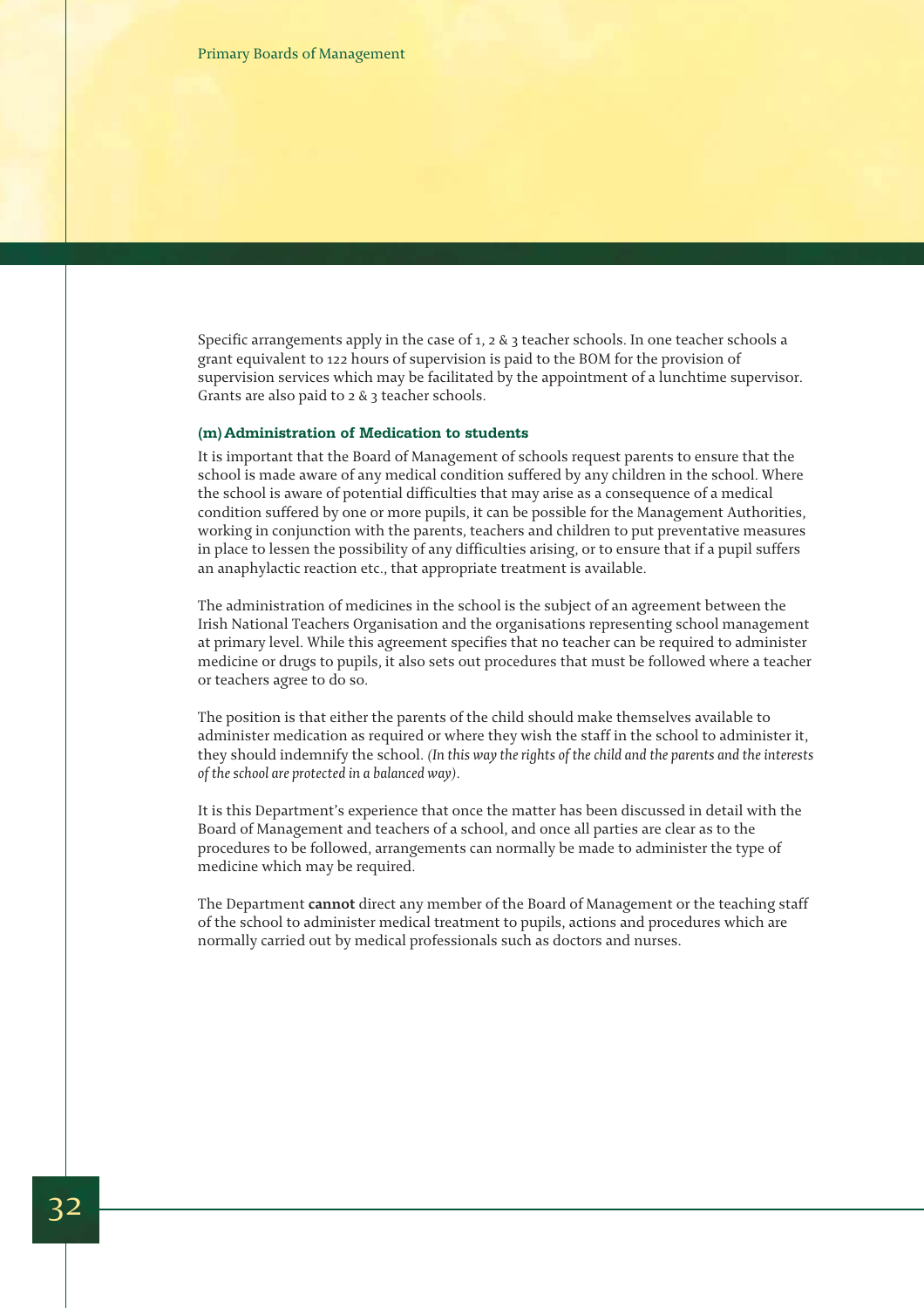Specific arrangements apply in the case of 1, 2 & 3 teacher schools. In one teacher schools a grant equivalent to 122 hours of supervision is paid to the BOM for the provision of supervision services which may be facilitated by the appointment of a lunchtime supervisor. Grants are also paid to 2 & 3 teacher schools.

### (m) Administration of Medication to students

It is important that the Board of Management of schools request parents to ensure that the school is made aware of any medical condition suffered by any children in the school. Where the school is aware of potential difficulties that may arise as a consequence of a medical condition suffered by one or more pupils, it can be possible for the Management Authorities, working in conjunction with the parents, teachers and children to put preventative measures in place to lessen the possibility of any difficulties arising, or to ensure that if a pupil suffers an anaphylactic reaction etc., that appropriate treatment is available.

The administration of medicines in the school is the subject of an agreement between the Irish National Teachers Organisation and the organisations representing school management at primary level. While this agreement specifies that no teacher can be required to administer medicine or drugs to pupils, it also sets out procedures that must be followed where a teacher or teachers agree to do so.

The position is that either the parents of the child should make themselves available to administer medication as required or where they wish the staff in the school to administer it, they should indemnify the school. *(In this way the rights of the child and the parents and the interests of the school are protected in a balanced way)*.

It is this Department's experience that once the matter has been discussed in detail with the Board of Management and teachers of a school, and once all parties are clear as to the procedures to be followed, arrangements can normally be made to administer the type of medicine which may be required.

The Department **cannot** direct any member of the Board of Management or the teaching staff of the school to administer medical treatment to pupils, actions and procedures which are normally carried out by medical professionals such as doctors and nurses.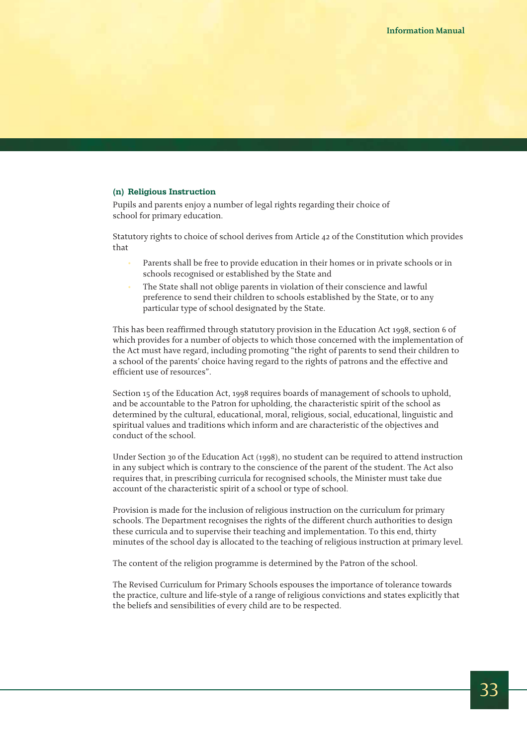### (n) Religious Instruction

Pupils and parents enjoy a number of legal rights regarding their choice of school for primary education.

Statutory rights to choice of school derives from Article 42 of the Constitution which provides that

- Parents shall be free to provide education in their homes or in private schools or in schools recognised or established by the State and
- The State shall not oblige parents in violation of their conscience and lawful preference to send their children to schools established by the State, or to any particular type of school designated by the State.

This has been reaffirmed through statutory provision in the Education Act 1998, section 6 of which provides for a number of objects to which those concerned with the implementation of the Act must have regard, including promoting "the right of parents to send their children to a school of the parents' choice having regard to the rights of patrons and the effective and efficient use of resources".

Section 15 of the Education Act, 1998 requires boards of management of schools to uphold, and be accountable to the Patron for upholding, the characteristic spirit of the school as determined by the cultural, educational, moral, religious, social, educational, linguistic and spiritual values and traditions which inform and are characteristic of the objectives and conduct of the school.

Under Section 30 of the Education Act (1998), no student can be required to attend instruction in any subject which is contrary to the conscience of the parent of the student. The Act also requires that, in prescribing curricula for recognised schools, the Minister must take due account of the characteristic spirit of a school or type of school.

Provision is made for the inclusion of religious instruction on the curriculum for primary schools. The Department recognises the rights of the different church authorities to design these curricula and to supervise their teaching and implementation. To this end, thirty minutes of the school day is allocated to the teaching of religious instruction at primary level.

The content of the religion programme is determined by the Patron of the school.

The Revised Curriculum for Primary Schools espouses the importance of tolerance towards the practice, culture and life-style of a range of religious convictions and states explicitly that the beliefs and sensibilities of every child are to be respected.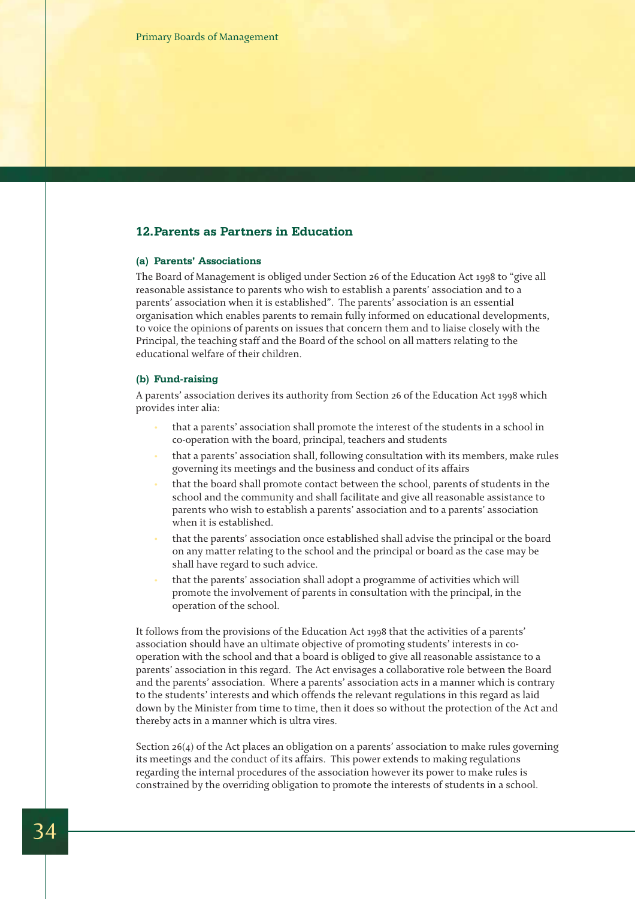## 12. Parents as Partners in Education

### (a) Parents' Associations

The Board of Management is obliged under Section 26 of the Education Act 1998 to "give all reasonable assistance to parents who wish to establish a parents' association and to a parents' association when it is established". The parents' association is an essential organisation which enables parents to remain fully informed on educational developments, to voice the opinions of parents on issues that concern them and to liaise closely with the Principal, the teaching staff and the Board of the school on all matters relating to the educational welfare of their children.

### (b) Fund-raising

A parents' association derives its authority from Section 26 of the Education Act 1998 which provides inter alia:

- that a parents' association shall promote the interest of the students in a school in co-operation with the board, principal, teachers and students
- that a parents' association shall, following consultation with its members, make rules governing its meetings and the business and conduct of its affairs
- that the board shall promote contact between the school, parents of students in the school and the community and shall facilitate and give all reasonable assistance to parents who wish to establish a parents' association and to a parents' association when it is established.
- that the parents' association once established shall advise the principal or the board on any matter relating to the school and the principal or board as the case may be shall have regard to such advice.
- that the parents' association shall adopt a programme of activities which will promote the involvement of parents in consultation with the principal, in the operation of the school.

It follows from the provisions of the Education Act 1998 that the activities of a parents' association should have an ultimate objective of promoting students' interests in co-operation with the school and that a board is obliged to give all reasonable assistance to a parents' association in this regard. The Act envisages a collaborative role between the Board and the parents' association. Where a parents' association acts in a manner which is contrary to the students' interests and which offends the relevant regulations in this regard as laid down by the Minister from time to time, then it does so without the protection of the Act and thereby acts in a manner which is ultra vires.

Section 26(4) of the Act places an obligation on a parents' association to make rules governing its meetings and the conduct of its affairs. This power extends to making regulations regarding the internal procedures of the association however its power to make rules is constrained by the overriding obligation to promote the interests of students in a school.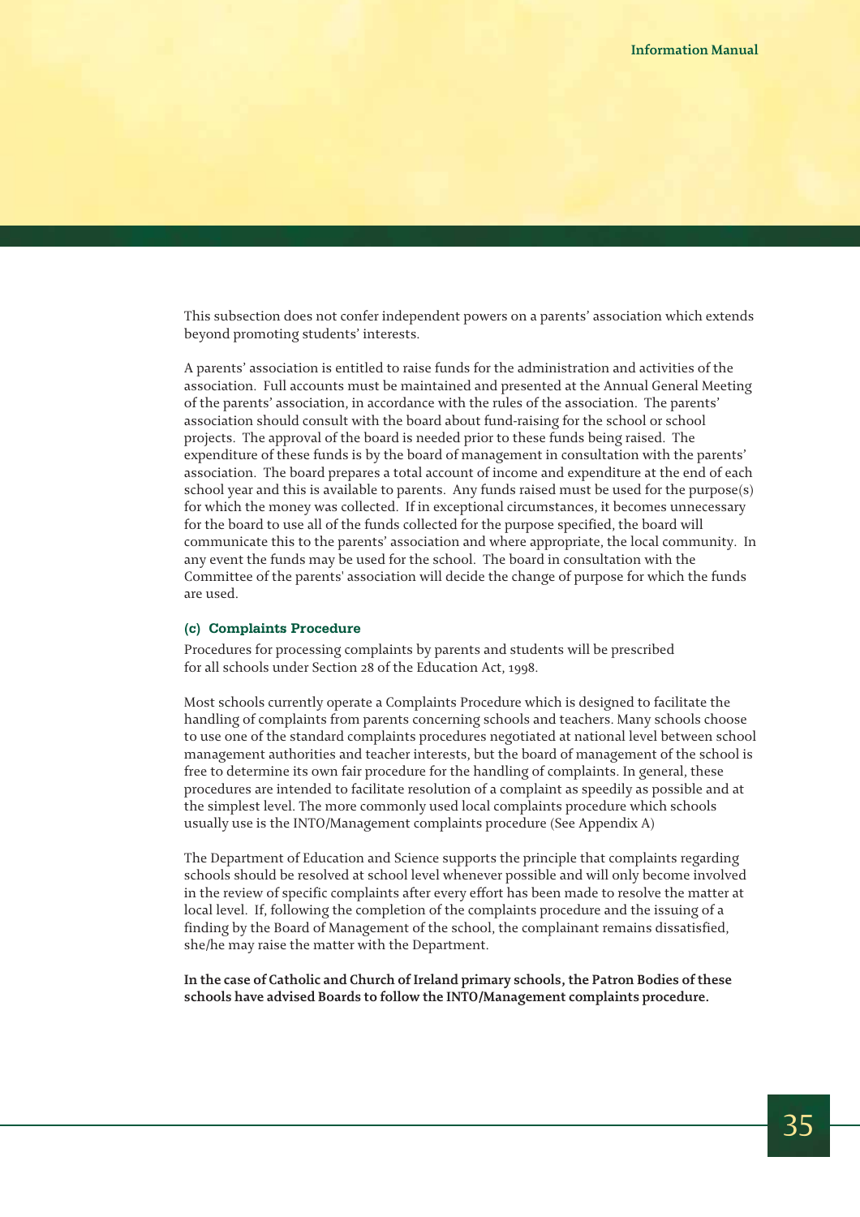This subsection does not confer independent powers on a parents' association which extends beyond promoting students' interests.

A parents' association is entitled to raise funds for the administration and activities of the association. Full accounts must be maintained and presented at the Annual General Meeting of the parents' association, in accordance with the rules of the association. The parents' association should consult with the board about fund-raising for the school or school projects. The approval of the board is needed prior to these funds being raised. The expenditure of these funds is by the board of management in consultation with the parents' association. The board prepares a total account of income and expenditure at the end of each school year and this is available to parents. Any funds raised must be used for the purpose(s) for which the money was collected. If in exceptional circumstances, it becomes unnecessary for the board to use all of the funds collected for the purpose specified, the board will communicate this to the parents' association and where appropriate, the local community. In any event the funds may be used for the school. The board in consultation with the Committee of the parents' association will decide the change of purpose for which the funds are used.

### (c) Complaints Procedure

Procedures for processing complaints by parents and students will be prescribed for all schools under Section 28 of the Education Act, 1998.

Most schools currently operate a Complaints Procedure which is designed to facilitate the handling of complaints from parents concerning schools and teachers. Many schools choose to use one of the standard complaints procedures negotiated at national level between school management authorities and teacher interests, but the board of management of the school is free to determine its own fair procedure for the handling of complaints. In general, these procedures are intended to facilitate resolution of a complaint as speedily as possible and at the simplest level. The more commonly used local complaints procedure which schools usually use is the INTO/Management complaints procedure (See Appendix A)

The Department of Education and Science supports the principle that complaints regarding schools should be resolved at school level whenever possible and will only become involved in the review of specific complaints after every effort has been made to resolve the matter at local level. If, following the completion of the complaints procedure and the issuing of a finding by the Board of Management of the school, the complainant remains dissatisfied, she/he may raise the matter with the Department.

**In the case of Catholic and Church of Ireland primary schools, the Patron Bodies of these schools have advised Boards to follow the INTO/Management complaints procedure.**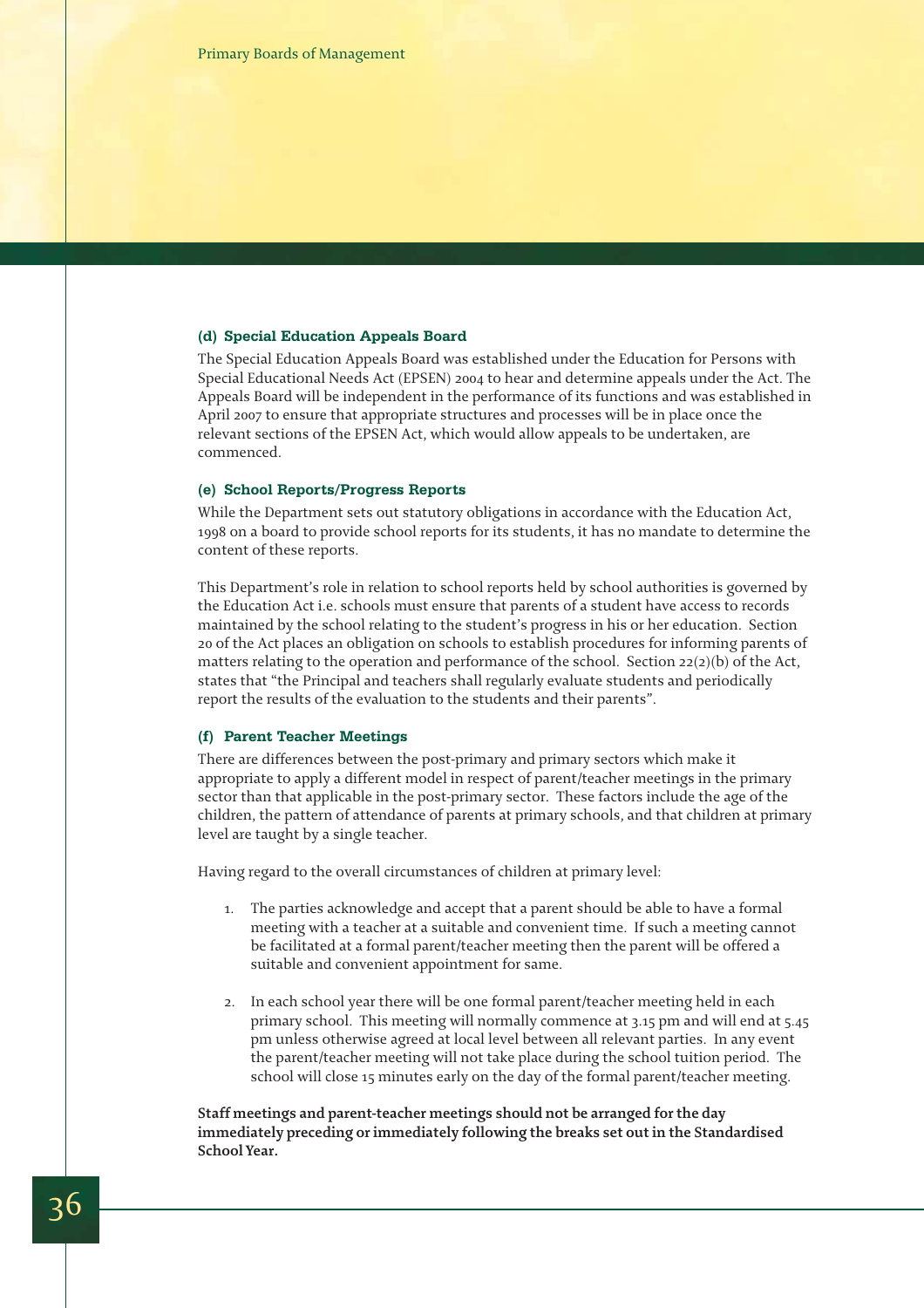### (d) Special Education Appeals Board

The Special Education Appeals Board was established under the Education for Persons with Special Educational Needs Act (EPSEN) 2004 to hear and determine appeals under the Act. The Appeals Board will be independent in the performance of its functions and was established in April 2007 to ensure that appropriate structures and processes will be in place once the relevant sections of the EPSEN Act, which would allow appeals to be undertaken, are commenced.

### (e) School Reports/Progress Reports

While the Department sets out statutory obligations in accordance with the Education Act, 1998 on a board to provide school reports for its students, it has no mandate to determine the content of these reports.

This Department's role in relation to school reports held by school authorities is governed by the Education Act i.e. schools must ensure that parents of a student have access to records maintained by the school relating to the student's progress in his or her education. Section 20 of the Act places an obligation on schools to establish procedures for informing parents of matters relating to the operation and performance of the school. Section 22(2)(b) of the Act, states that "the Principal and teachers shall regularly evaluate students and periodically report the results of the evaluation to the students and their parents".

### (f) Parent Teacher Meetings

There are differences between the post-primary and primary sectors which make it appropriate to apply a different model in respect of parent/teacher meetings in the primary sector than that applicable in the post-primary sector. These factors include the age of the children, the pattern of attendance of parents at primary schools, and that children at primary level are taught by a single teacher.

Having regard to the overall circumstances of children at primary level:

1. The parties acknowledge and accept that a parent should be able to have a formal meeting with a teacher at a suitable and convenient time. If such a meeting cannot be facilitated at a formal parent/teacher meeting then the parent will be offered a suitable and convenient appointment for same.

2. In each school year there will be one formal parent/teacher meeting held in each primary school. This meeting will normally commence at 3.15 pm and will end at 5.45 pm unless otherwise agreed at local level between all relevant parties. In any event the parent/teacher meeting will not take place during the school tuition period. The school will close 15 minutes early on the day of the formal parent/teacher meeting.

**Staff meetings and parent-teacher meetings should not be arranged for the day immediately preceding or immediately following the breaks set out in the Standardised School Year.**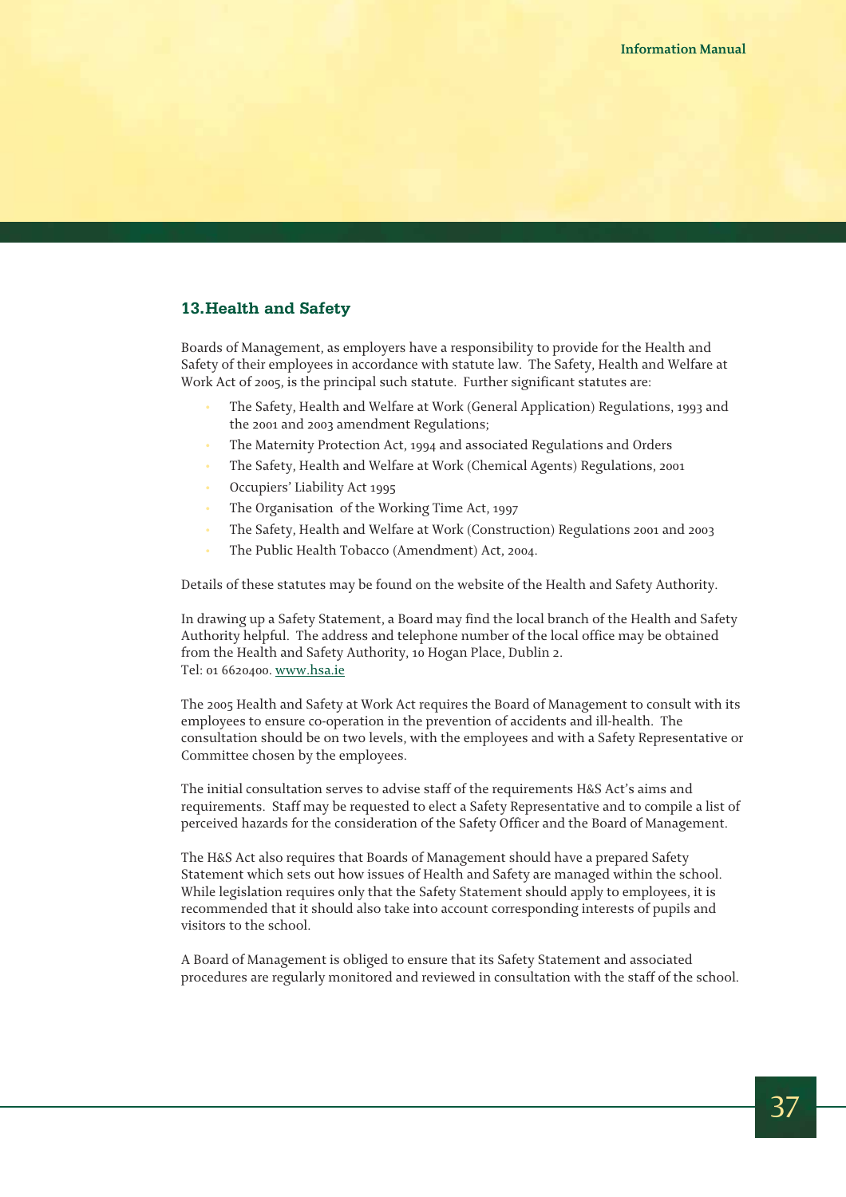## 13. Health and Safety

Boards of Management, as employers have a responsibility to provide for the Health and Safety of their employees in accordance with statute law. The Safety, Health and Welfare at Work Act of 2005, is the principal such statute. Further significant statutes are:

- The Safety, Health and Welfare at Work (General Application) Regulations, 1993 and the 2001 and 2003 amendment Regulations;
- The Maternity Protection Act, 1994 and associated Regulations and Orders
- The Safety, Health and Welfare at Work (Chemical Agents) Regulations, 2001
- Occupiers' Liability Act 1995
- The Organisation of the Working Time Act, 1997
- The Safety, Health and Welfare at Work (Construction) Regulations 2001 and 2003
- The Public Health Tobacco (Amendment) Act, 2004.

Details of these statutes may be found on the website of the Health and Safety Authority.

In drawing up a Safety Statement, a Board may find the local branch of the Health and Safety Authority helpful. The address and telephone number of the local office may be obtained from the Health and Safety Authority, 10 Hogan Place, Dublin 2.
Tel: 01 6620400. www.hsa.ie

The 2005 Health and Safety at Work Act requires the Board of Management to consult with its employees to ensure co-operation in the prevention of accidents and ill-health. The consultation should be on two levels, with the employees and with a Safety Representative or Committee chosen by the employees.

The initial consultation serves to advise staff of the requirements H&S Act's aims and requirements. Staff may be requested to elect a Safety Representative and to compile a list of perceived hazards for the consideration of the Safety Officer and the Board of Management.

The H&S Act also requires that Boards of Management should have a prepared Safety Statement which sets out how issues of Health and Safety are managed within the school. While legislation requires only that the Safety Statement should apply to employees, it is recommended that it should also take into account corresponding interests of pupils and visitors to the school.

A Board of Management is obliged to ensure that its Safety Statement and associated procedures are regularly monitored and reviewed in consultation with the staff of the school.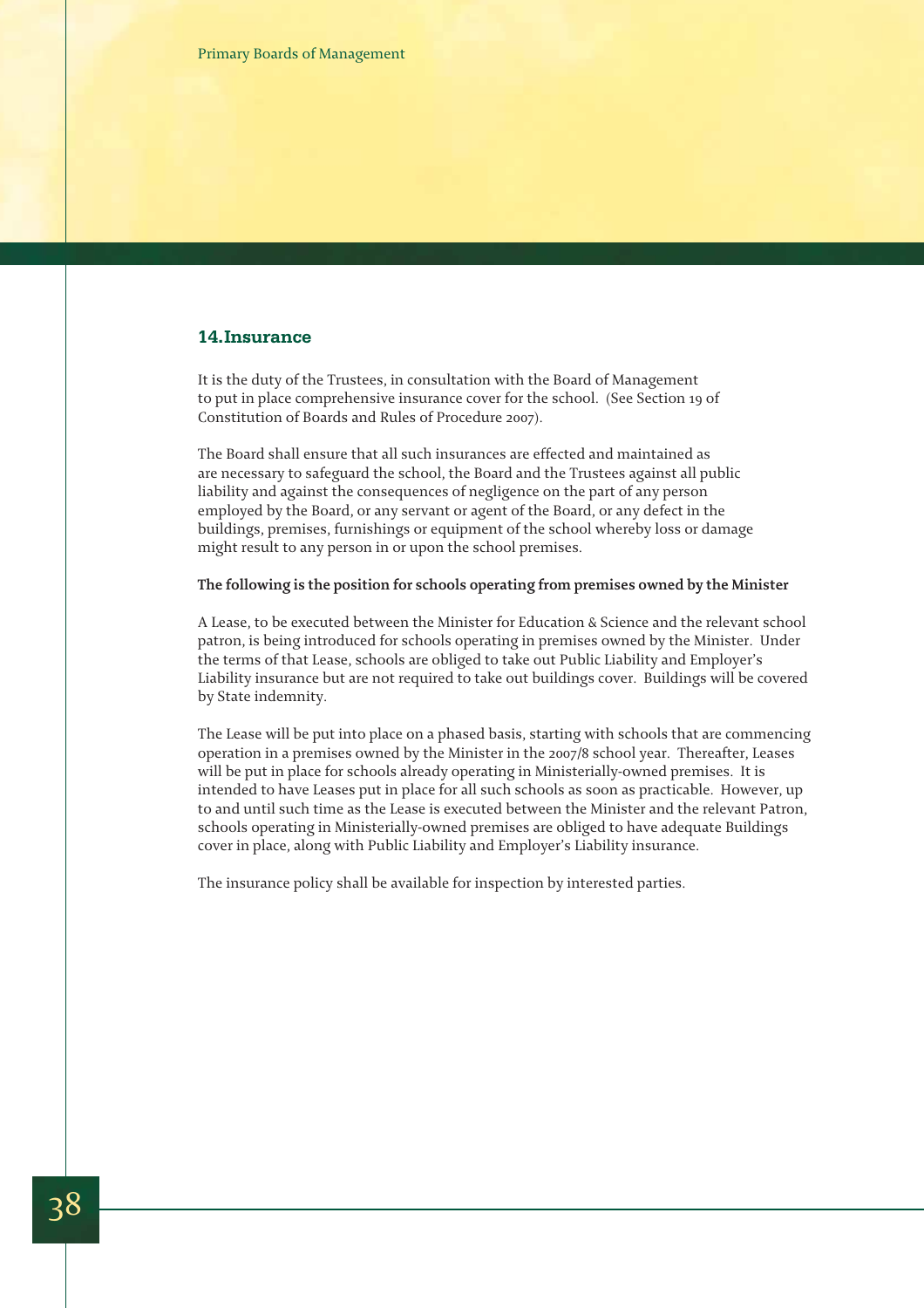## 14. Insurance

It is the duty of the Trustees, in consultation with the Board of Management to put in place comprehensive insurance cover for the school. (See Section 19 of Constitution of Boards and Rules of Procedure 2007).

The Board shall ensure that all such insurances are effected and maintained as are necessary to safeguard the school, the Board and the Trustees against all public liability and against the consequences of negligence on the part of any person employed by the Board, or any servant or agent of the Board, or any defect in the buildings, premises, furnishings or equipment of the school whereby loss or damage might result to any person in or upon the school premises.

**The following is the position for schools operating from premises owned by the Minister**

A Lease, to be executed between the Minister for Education & Science and the relevant school patron, is being introduced for schools operating in premises owned by the Minister. Under the terms of that Lease, schools are obliged to take out Public Liability and Employer's Liability insurance but are not required to take out buildings cover. Buildings will be covered by State indemnity.

The Lease will be put into place on a phased basis, starting with schools that are commencing operation in a premises owned by the Minister in the 2007/8 school year. Thereafter, Leases will be put in place for schools already operating in Ministerially-owned premises. It is intended to have Leases put in place for all such schools as soon as practicable. However, up to and until such time as the Lease is executed between the Minister and the relevant Patron, schools operating in Ministerially-owned premises are obliged to have adequate Buildings cover in place, along with Public Liability and Employer's Liability insurance.

The insurance policy shall be available for inspection by interested parties.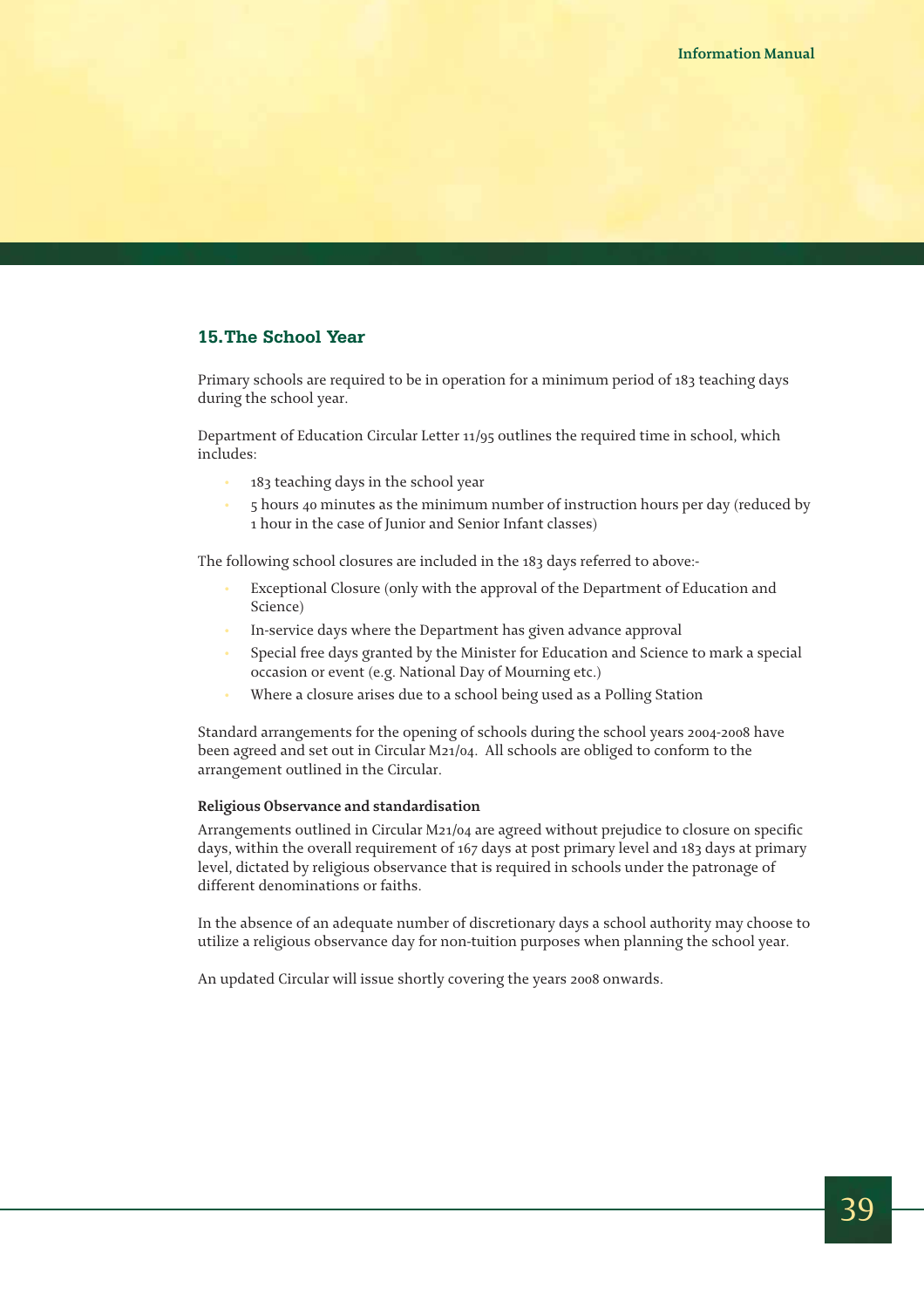## 15. The School Year

Primary schools are required to be in operation for a minimum period of 183 teaching days during the school year.

Department of Education Circular Letter 11/95 outlines the required time in school, which includes:

- 183 teaching days in the school year
- 5 hours 40 minutes as the minimum number of instruction hours per day (reduced by 1 hour in the case of Junior and Senior Infant classes)

The following school closures are included in the 183 days referred to above:-

- Exceptional Closure (only with the approval of the Department of Education and Science)
- In-service days where the Department has given advance approval
- Special free days granted by the Minister for Education and Science to mark a special occasion or event (e.g. National Day of Mourning etc.)
- Where a closure arises due to a school being used as a Polling Station

Standard arrangements for the opening of schools during the school years 2004-2008 have been agreed and set out in Circular M21/04. All schools are obliged to conform to the arrangement outlined in the Circular.

**Religious Observance and standardisation**

Arrangements outlined in Circular M21/04 are agreed without prejudice to closure on specific days, within the overall requirement of 167 days at post primary level and 183 days at primary level, dictated by religious observance that is required in schools under the patronage of different denominations or faiths.

In the absence of an adequate number of discretionary days a school authority may choose to utilize a religious observance day for non-tuition purposes when planning the school year.

An updated Circular will issue shortly covering the years 2008 onwards.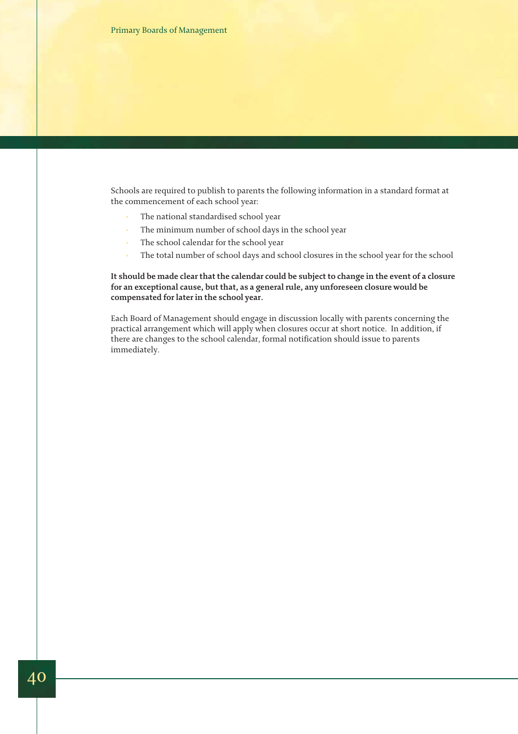Schools are required to publish to parents the following information in a standard format at the commencement of each school year:

- The national standardised school year
- The minimum number of school days in the school year
- The school calendar for the school year
- The total number of school days and school closures in the school year for the school

**It should be made clear that the calendar could be subject to change in the event of a closure for an exceptional cause, but that, as a general rule, any unforeseen closure would be compensated for later in the school year.**

Each Board of Management should engage in discussion locally with parents concerning the practical arrangement which will apply when closures occur at short notice. In addition, if there are changes to the school calendar, formal notification should issue to parents immediately.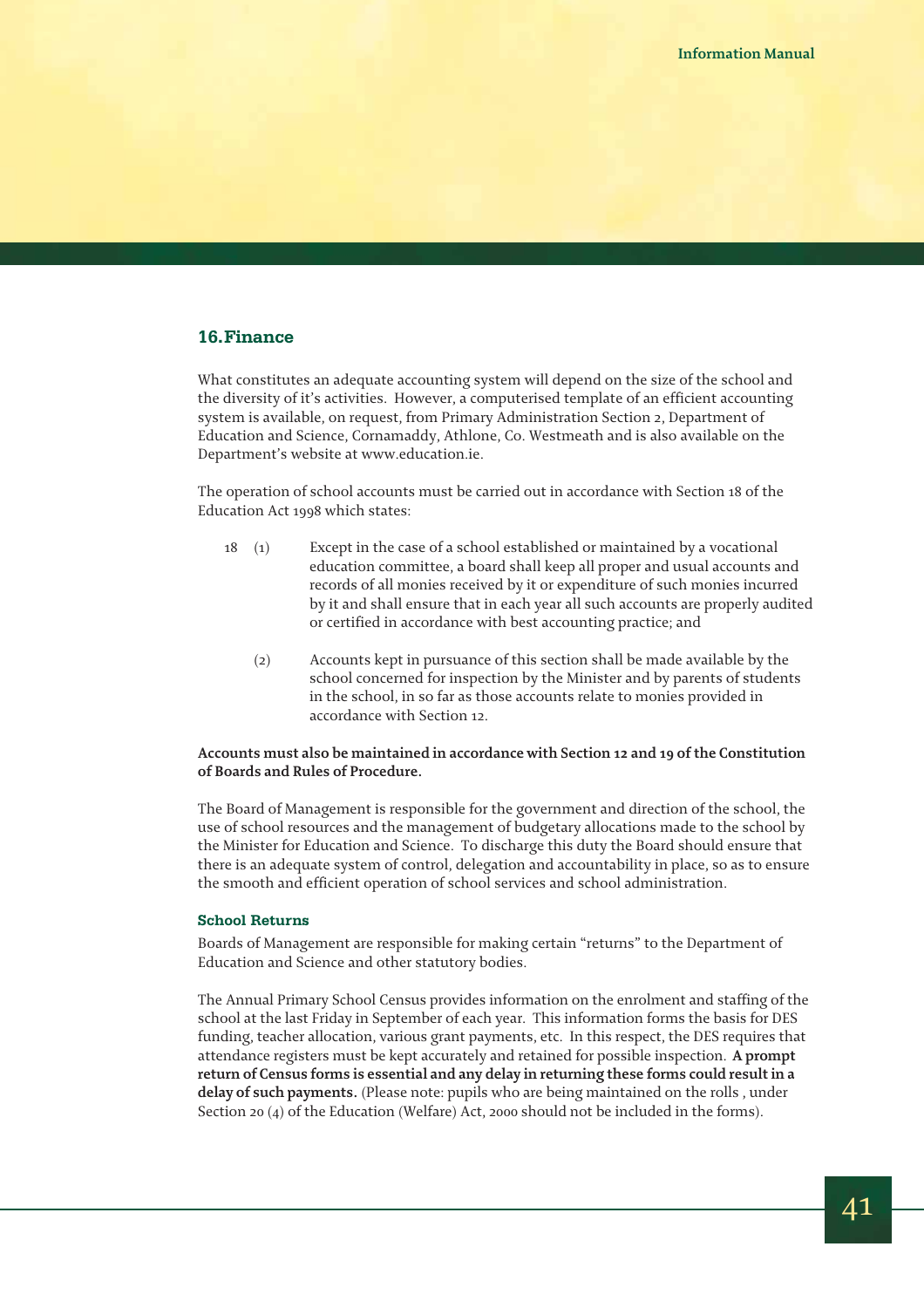## 16. Finance

What constitutes an adequate accounting system will depend on the size of the school and the diversity of it's activities. However, a computerised template of an efficient accounting system is available, on request, from Primary Administration Section 2, Department of Education and Science, Cornamaddy, Athlone, Co. Westmeath and is also available on the Department's website at www.education.ie.

The operation of school accounts must be carried out in accordance with Section 18 of the Education Act 1998 which states:

18 (1) Except in the case of a school established or maintained by a vocational education committee, a board shall keep all proper and usual accounts and records of all monies received by it or expenditure of such monies incurred by it and shall ensure that in each year all such accounts are properly audited or certified in accordance with best accounting practice; and

(2) Accounts kept in pursuance of this section shall be made available by the school concerned for inspection by the Minister and by parents of students in the school, in so far as those accounts relate to monies provided in accordance with Section 12.

**Accounts must also be maintained in accordance with Section 12 and 19 of the Constitution of Boards and Rules of Procedure.**

The Board of Management is responsible for the government and direction of the school, the use of school resources and the management of budgetary allocations made to the school by the Minister for Education and Science. To discharge this duty the Board should ensure that there is an adequate system of control, delegation and accountability in place, so as to ensure the smooth and efficient operation of school services and school administration.

### School Returns

Boards of Management are responsible for making certain "returns" to the Department of Education and Science and other statutory bodies.

The Annual Primary School Census provides information on the enrolment and staffing of the school at the last Friday in September of each year. This information forms the basis for DES funding, teacher allocation, various grant payments, etc. In this respect, the DES requires that attendance registers must be kept accurately and retained for possible inspection. **A prompt return of Census forms is essential and any delay in returning these forms could result in a delay of such payments.** (Please note: pupils who are being maintained on the rolls , under Section 20 (4) of the Education (Welfare) Act, 2000 should not be included in the forms).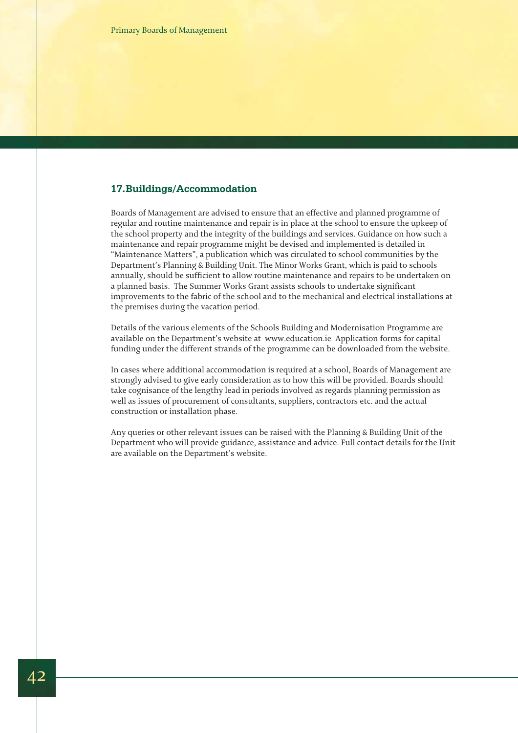## 17. Buildings/Accommodation

Boards of Management are advised to ensure that an effective and planned programme of regular and routine maintenance and repair is in place at the school to ensure the upkeep of the school property and the integrity of the buildings and services. Guidance on how such a maintenance and repair programme might be devised and implemented is detailed in "Maintenance Matters", a publication which was circulated to school communities by the Department's Planning & Building Unit. The Minor Works Grant, which is paid to schools annually, should be sufficient to allow routine maintenance and repairs to be undertaken on a planned basis. The Summer Works Grant assists schools to undertake significant improvements to the fabric of the school and to the mechanical and electrical installations at the premises during the vacation period.

Details of the various elements of the Schools Building and Modernisation Programme are available on the Department's website at www.education.ie Application forms for capital funding under the different strands of the programme can be downloaded from the website.

In cases where additional accommodation is required at a school, Boards of Management are strongly advised to give early consideration as to how this will be provided. Boards should take cognisance of the lengthy lead in periods involved as regards planning permission as well as issues of procurement of consultants, suppliers, contractors etc. and the actual construction or installation phase.

Any queries or other relevant issues can be raised with the Planning & Building Unit of the Department who will provide guidance, assistance and advice. Full contact details for the Unit are available on the Department's website.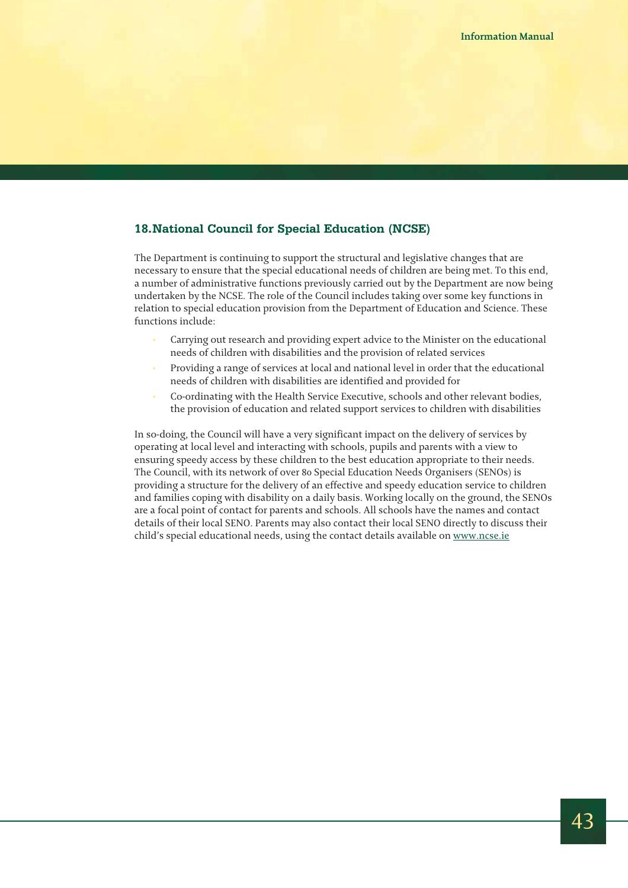## 18. National Council for Special Education (NCSE)

The Department is continuing to support the structural and legislative changes that are necessary to ensure that the special educational needs of children are being met. To this end, a number of administrative functions previously carried out by the Department are now being undertaken by the NCSE. The role of the Council includes taking over some key functions in relation to special education provision from the Department of Education and Science. These functions include:

- Carrying out research and providing expert advice to the Minister on the educational needs of children with disabilities and the provision of related services
- Providing a range of services at local and national level in order that the educational needs of children with disabilities are identified and provided for
- Co-ordinating with the Health Service Executive, schools and other relevant bodies, the provision of education and related support services to children with disabilities

In so-doing, the Council will have a very significant impact on the delivery of services by operating at local level and interacting with schools, pupils and parents with a view to ensuring speedy access by these children to the best education appropriate to their needs. The Council, with its network of over 80 Special Education Needs Organisers (SENOs) is providing a structure for the delivery of an effective and speedy education service to children and families coping with disability on a daily basis. Working locally on the ground, the SENOs are a focal point of contact for parents and schools. All schools have the names and contact details of their local SENO. Parents may also contact their local SENO directly to discuss their child's special educational needs, using the contact details available on www.ncse.ie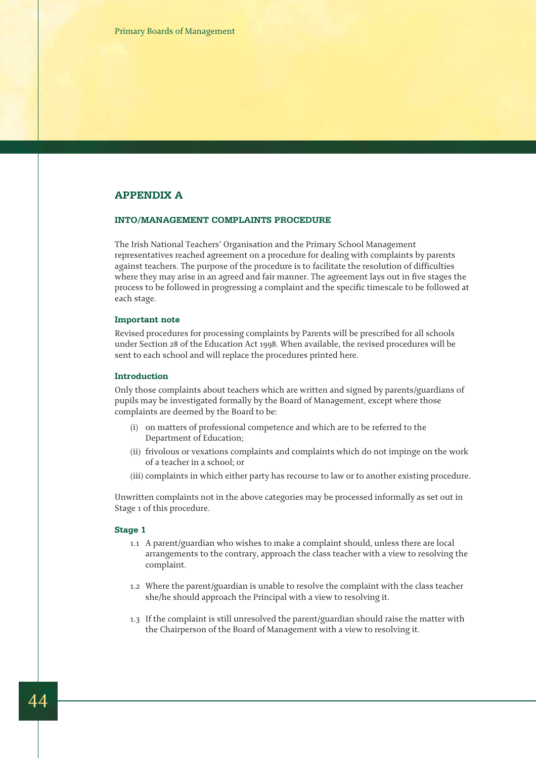## APPENDIX A

### INTO/MANAGEMENT COMPLAINTS PROCEDURE

The Irish National Teachers' Organisation and the Primary School Management representatives reached agreement on a procedure for dealing with complaints by parents against teachers. The purpose of the procedure is to facilitate the resolution of difficulties where they may arise in an agreed and fair manner. The agreement lays out in five stages the process to be followed in progressing a complaint and the specific timescale to be followed at each stage.

#### Important note

Revised procedures for processing complaints by Parents will be prescribed for all schools under Section 28 of the Education Act 1998. When available, the revised procedures will be sent to each school and will replace the procedures printed here.

#### Introduction

Only those complaints about teachers which are written and signed by parents/guardians of pupils may be investigated formally by the Board of Management, except where those complaints are deemed by the Board to be:

- (i) on matters of professional competence and which are to be referred to the Department of Education;
- (ii) frivolous or vexations complaints and complaints which do not impinge on the work of a teacher in a school; or
- (iii) complaints in which either party has recourse to law or to another existing procedure.

Unwritten complaints not in the above categories may be processed informally as set out in Stage 1 of this procedure.

#### Stage 1

1.1 A parent/guardian who wishes to make a complaint should, unless there are local arrangements to the contrary, approach the class teacher with a view to resolving the complaint.

1.2 Where the parent/guardian is unable to resolve the complaint with the class teacher she/he should approach the Principal with a view to resolving it.

1.3 If the complaint is still unresolved the parent/guardian should raise the matter with the Chairperson of the Board of Management with a view to resolving it.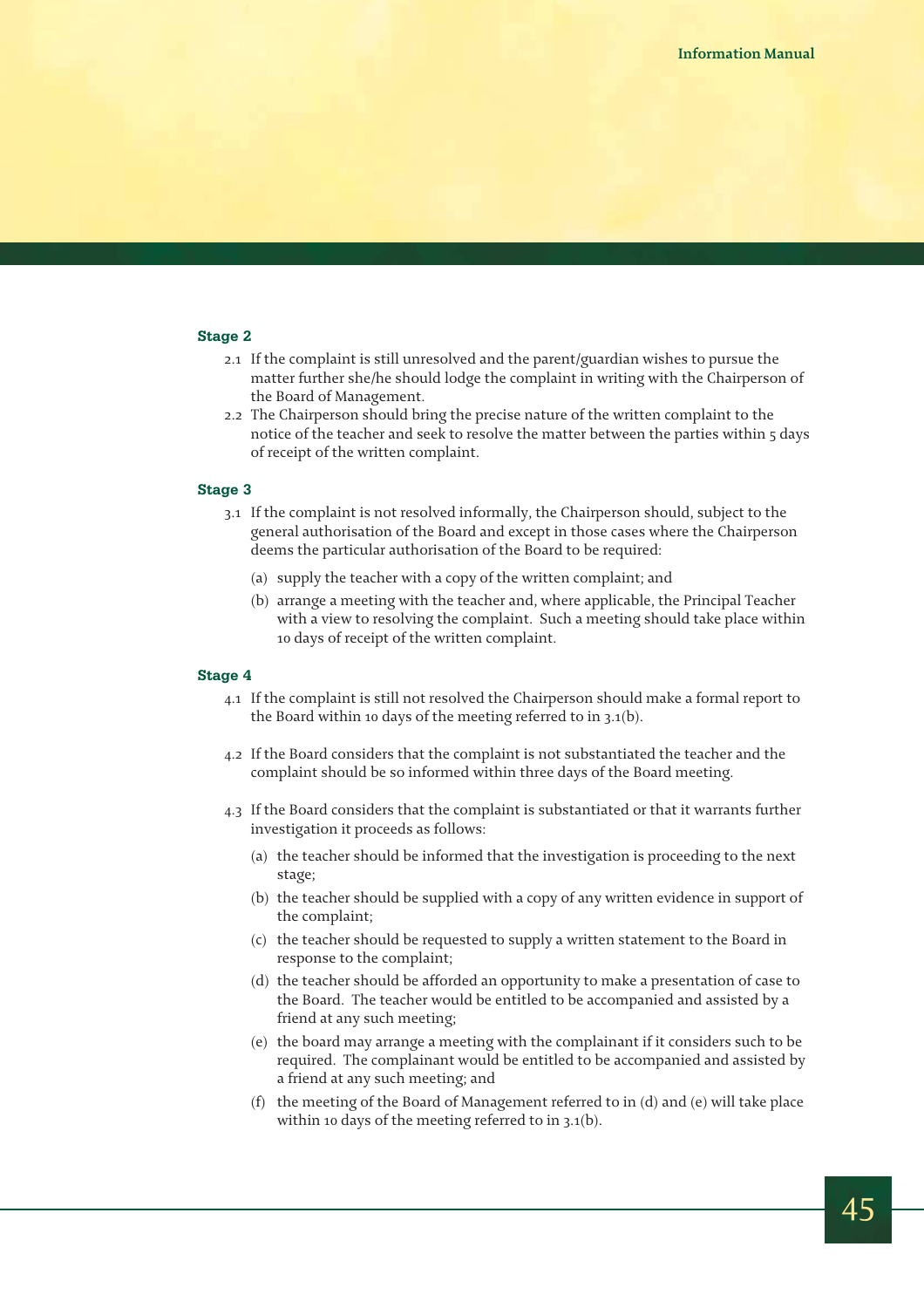### Stage 2

2.1 If the complaint is still unresolved and the parent/guardian wishes to pursue the matter further she/he should lodge the complaint in writing with the Chairperson of the Board of Management.

2.2 The Chairperson should bring the precise nature of the written complaint to the notice of the teacher and seek to resolve the matter between the parties within 5 days of receipt of the written complaint.

### Stage 3

3.1 If the complaint is not resolved informally, the Chairperson should, subject to the general authorisation of the Board and except in those cases where the Chairperson deems the particular authorisation of the Board to be required:

- (a) supply the teacher with a copy of the written complaint; and
- (b) arrange a meeting with the teacher and, where applicable, the Principal Teacher with a view to resolving the complaint. Such a meeting should take place within 10 days of receipt of the written complaint.

### Stage 4

4.1 If the complaint is still not resolved the Chairperson should make a formal report to the Board within 10 days of the meeting referred to in 3.1(b).

4.2 If the Board considers that the complaint is not substantiated the teacher and the complaint should be so informed within three days of the Board meeting.

4.3 If the Board considers that the complaint is substantiated or that it warrants further investigation it proceeds as follows:

- (a) the teacher should be informed that the investigation is proceeding to the next stage;
- (b) the teacher should be supplied with a copy of any written evidence in support of the complaint;
- (c) the teacher should be requested to supply a written statement to the Board in response to the complaint;
- (d) the teacher should be afforded an opportunity to make a presentation of case to the Board. The teacher would be entitled to be accompanied and assisted by a friend at any such meeting;
- (e) the board may arrange a meeting with the complainant if it considers such to be required. The complainant would be entitled to be accompanied and assisted by a friend at any such meeting; and
- (f) the meeting of the Board of Management referred to in (d) and (e) will take place within 10 days of the meeting referred to in 3.1(b).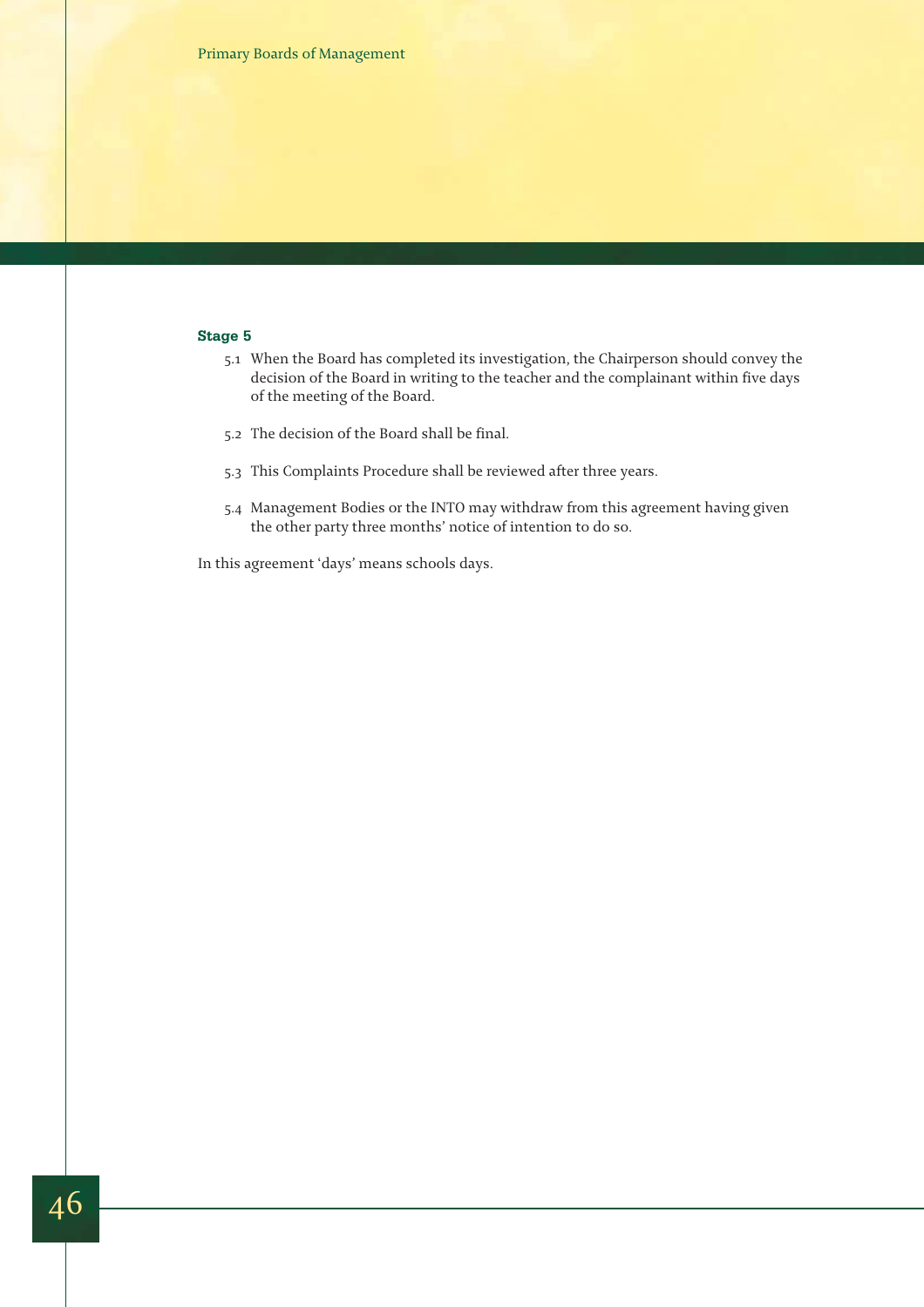### Stage 5

5.1 When the Board has completed its investigation, the Chairperson should convey the decision of the Board in writing to the teacher and the complainant within five days of the meeting of the Board.

5.2 The decision of the Board shall be final.

5.3 This Complaints Procedure shall be reviewed after three years.

5.4 Management Bodies or the INTO may withdraw from this agreement having given the other party three months' notice of intention to do so.

In this agreement 'days' means schools days.